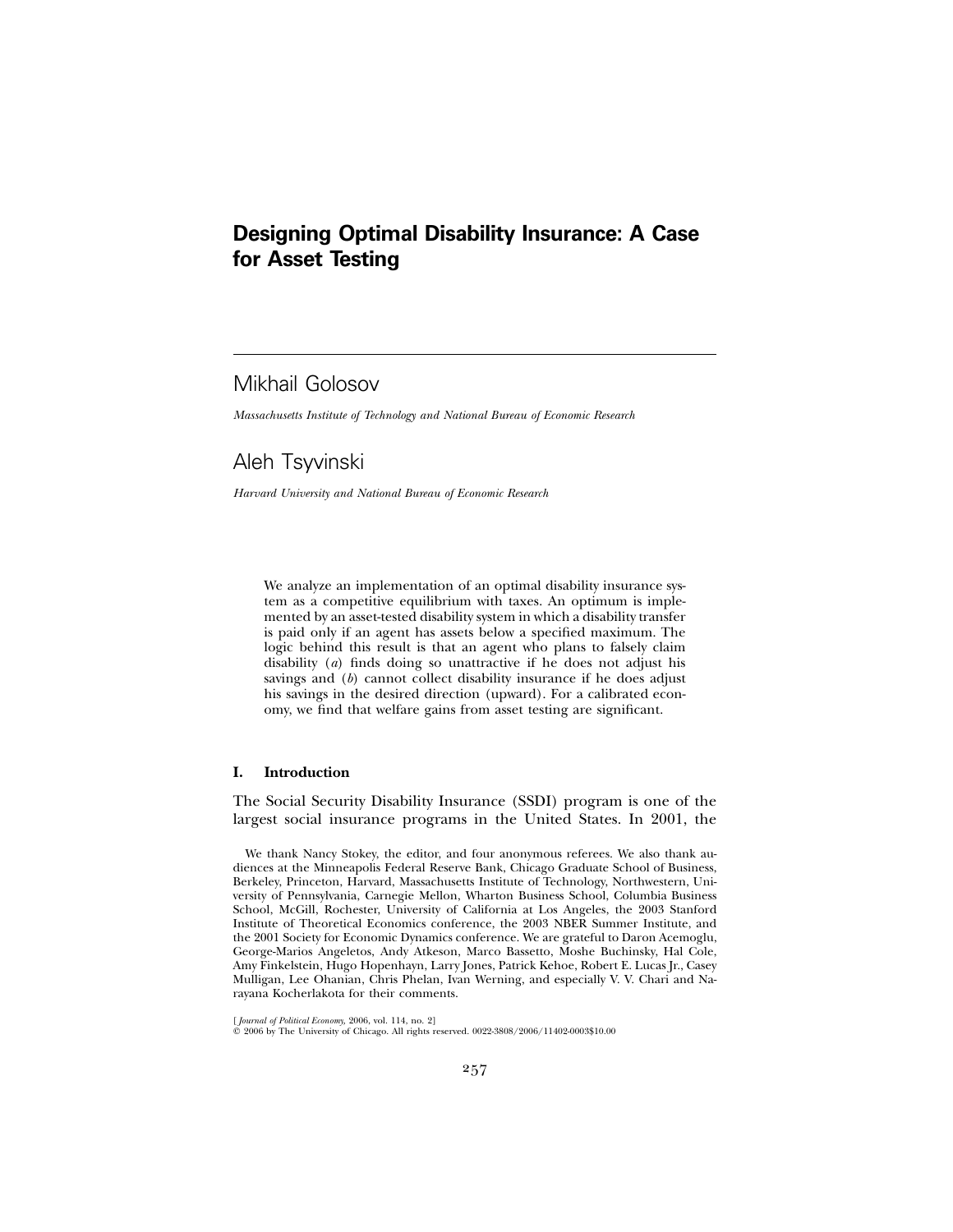# Designing Optimal Disability Insurance: A Case for Asset Testing

Mikhail Golosov

*Massachusetts Institute of Technology and National Bureau of Economic Research*

Aleh Tsyvinski

*Harvard University and National Bureau of Economic Research*

We analyze an implementation of an optimal disability insurance system as a competitive equilibrium with taxes. An optimum is implemented by an asset-tested disability system in which a disability transfer is paid only if an agent has assets below a specified maximum. The logic behind this result is that an agent who plans to falsely claim disability (*a*) finds doing so unattractive if he does not adjust his savings and (*b*) cannot collect disability insurance if he does adjust his savings in the desired direction (upward). For a calibrated economy, we find that welfare gains from asset testing are significant.

## I. Introduction

The Social Security Disability Insurance (SSDI) program is one of the largest social insurance programs in the United States. In 2001, the

We thank Nancy Stokey, the editor, and four anonymous referees. We also thank audiences at the Minneapolis Federal Reserve Bank, Chicago Graduate School of Business, Berkeley, Princeton, Harvard, Massachusetts Institute of Technology, Northwestern, University of Pennsylvania, Carnegie Mellon, Wharton Business School, Columbia Business School, McGill, Rochester, University of California at Los Angeles, the 2003 Stanford Institute of Theoretical Economics conference, the 2003 NBER Summer Institute, and the 2001 Society for Economic Dynamics conference. We are grateful to Daron Acemoglu, George-Marios Angeletos, Andy Atkeson, Marco Bassetto, Moshe Buchinsky, Hal Cole, Amy Finkelstein, Hugo Hopenhayn, Larry Jones, Patrick Kehoe, Robert E. Lucas Jr., Casey Mulligan, Lee Ohanian, Chris Phelan, Ivan Werning, and especially V. V. Chari and Narayana Kocherlakota for their comments.

[*Journal of Political Economy*, 2006, vol. 114, no. 2]
© 2006 by The University of Chicago. All rights reserved. 0022-3808/2006/11402-0003$10.00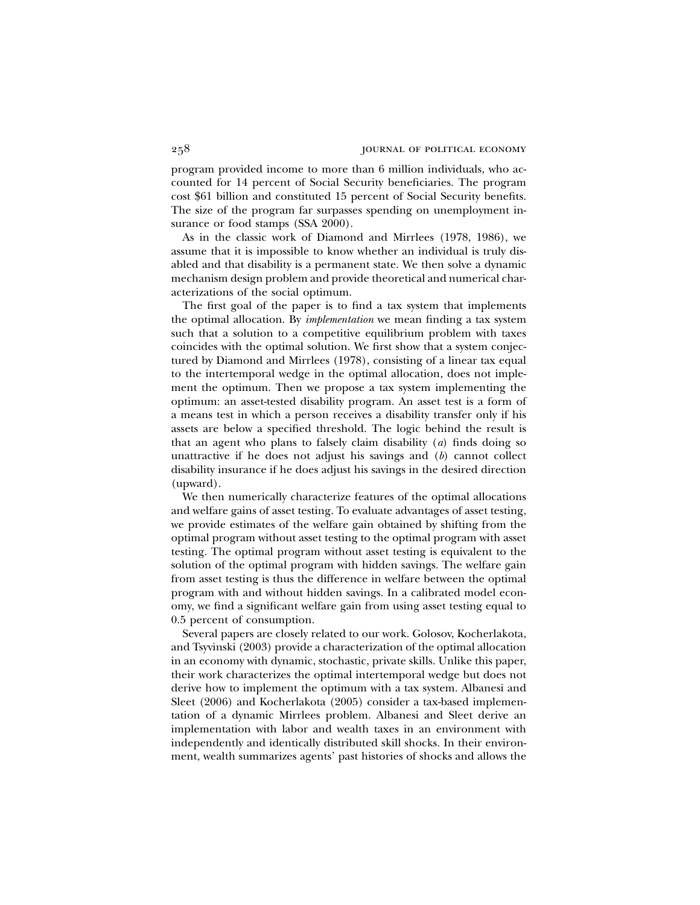program provided income to more than 6 million individuals, who accounted for 14 percent of Social Security beneficiaries. The program cost $61 billion and constituted 15 percent of Social Security benefits. The size of the program far surpasses spending on unemployment insurance or food stamps (SSA 2000).

As in the classic work of Diamond and Mirrlees (1978, 1986), we assume that it is impossible to know whether an individual is truly disabled and that disability is a permanent state. We then solve a dynamic mechanism design problem and provide theoretical and numerical characterizations of the social optimum.

The first goal of the paper is to find a tax system that implements the optimal allocation. By *implementation* we mean finding a tax system such that a solution to a competitive equilibrium problem with taxes coincides with the optimal solution. We first show that a system conjectured by Diamond and Mirrlees (1978), consisting of a linear tax equal to the intertemporal wedge in the optimal allocation, does not implement the optimum. Then we propose a tax system implementing the optimum: an asset-tested disability program. An asset test is a form of a means test in which a person receives a disability transfer only if his assets are below a specified threshold. The logic behind the result is that an agent who plans to falsely claim disability (*a*) finds doing so unattractive if he does not adjust his savings and (*b*) cannot collect disability insurance if he does adjust his savings in the desired direction (upward).

We then numerically characterize features of the optimal allocations and welfare gains of asset testing. To evaluate advantages of asset testing, we provide estimates of the welfare gain obtained by shifting from the optimal program without asset testing to the optimal program with asset testing. The optimal program without asset testing is equivalent to the solution of the optimal program with hidden savings. The welfare gain from asset testing is thus the difference in welfare between the optimal program with and without hidden savings. In a calibrated model economy, we find a significant welfare gain from using asset testing equal to 0.5 percent of consumption.

Several papers are closely related to our work. Golosov, Kocherlakota, and Tsyvinski (2003) provide a characterization of the optimal allocation in an economy with dynamic, stochastic, private skills. Unlike this paper, their work characterizes the optimal intertemporal wedge but does not derive how to implement the optimum with a tax system. Albanesi and Sleet (2006) and Kocherlakota (2005) consider a tax-based implementation of a dynamic Mirrlees problem. Albanesi and Sleet derive an implementation with labor and wealth taxes in an environment with independently and identically distributed skill shocks. In their environment, wealth summarizes agents' past histories of shocks and allows the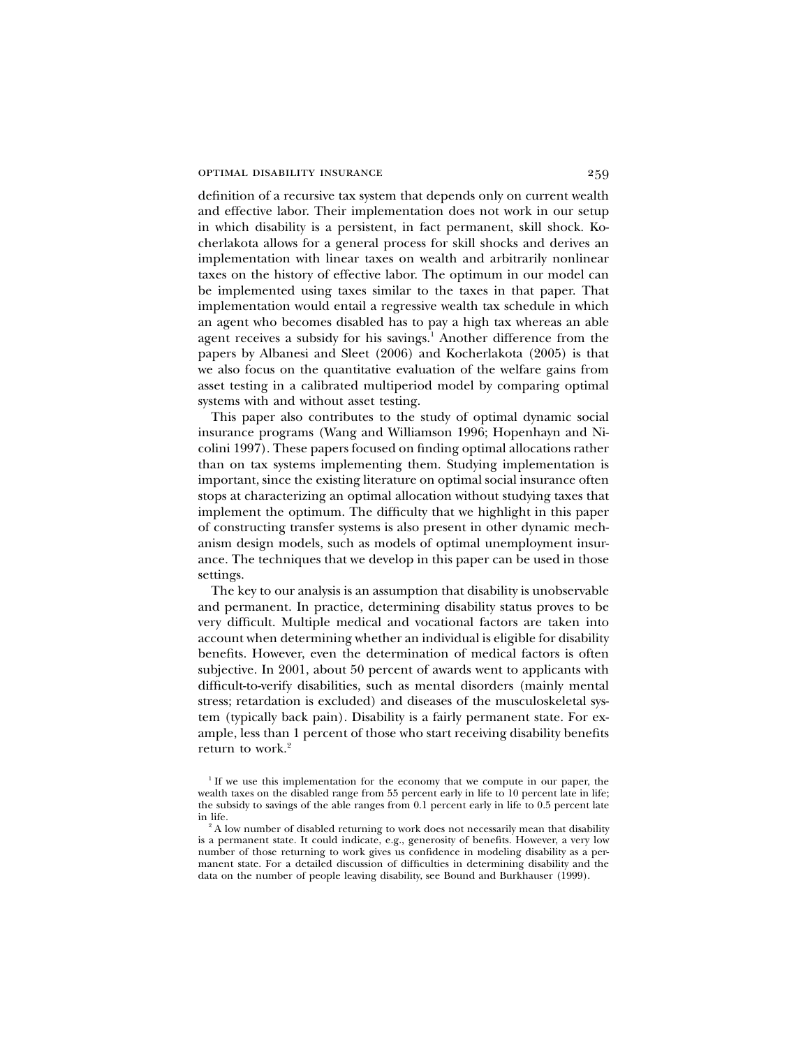definition of a recursive tax system that depends only on current wealth and effective labor. Their implementation does not work in our setup in which disability is a persistent, in fact permanent, skill shock. Kocherlakota allows for a general process for skill shocks and derives an implementation with linear taxes on wealth and arbitrarily nonlinear taxes on the history of effective labor. The optimum in our model can be implemented using taxes similar to the taxes in that paper. That implementation would entail a regressive wealth tax schedule in which an agent who becomes disabled has to pay a high tax whereas an able agent receives a subsidy for his savings.[1] Another difference from the papers by Albanesi and Sleet (2006) and Kocherlakota (2005) is that we also focus on the quantitative evaluation of the welfare gains from asset testing in a calibrated multiperiod model by comparing optimal systems with and without asset testing.

This paper also contributes to the study of optimal dynamic social insurance programs (Wang and Williamson 1996; Hopenhayn and Nicolini 1997). These papers focused on finding optimal allocations rather than on tax systems implementing them. Studying implementation is important, since the existing literature on optimal social insurance often stops at characterizing an optimal allocation without studying taxes that implement the optimum. The difficulty that we highlight in this paper of constructing transfer systems is also present in other dynamic mechanism design models, such as models of optimal unemployment insurance. The techniques that we develop in this paper can be used in those settings.

The key to our analysis is an assumption that disability is unobservable and permanent. In practice, determining disability status proves to be very difficult. Multiple medical and vocational factors are taken into account when determining whether an individual is eligible for disability benefits. However, even the determination of medical factors is often subjective. In 2001, about 50 percent of awards went to applicants with difficult-to-verify disabilities, such as mental disorders (mainly mental stress; retardation is excluded) and diseases of the musculoskeletal system (typically back pain). Disability is a fairly permanent state. For example, less than 1 percent of those who start receiving disability benefits return to work.[2]

[1] If we use this implementation for the economy that we compute in our paper, the wealth taxes on the disabled range from 55 percent early in life to 10 percent late in life; the subsidy to savings of the able ranges from 0.1 percent early in life to 0.5 percent late in life.

[2] A low number of disabled returning to work does not necessarily mean that disability is a permanent state. It could indicate, e.g., generosity of benefits. However, a very low number of those returning to work gives us confidence in modeling disability as a permanent state. For a detailed discussion of difficulties in determining disability and the data on the number of people leaving disability, see Bound and Burkhauser (1999).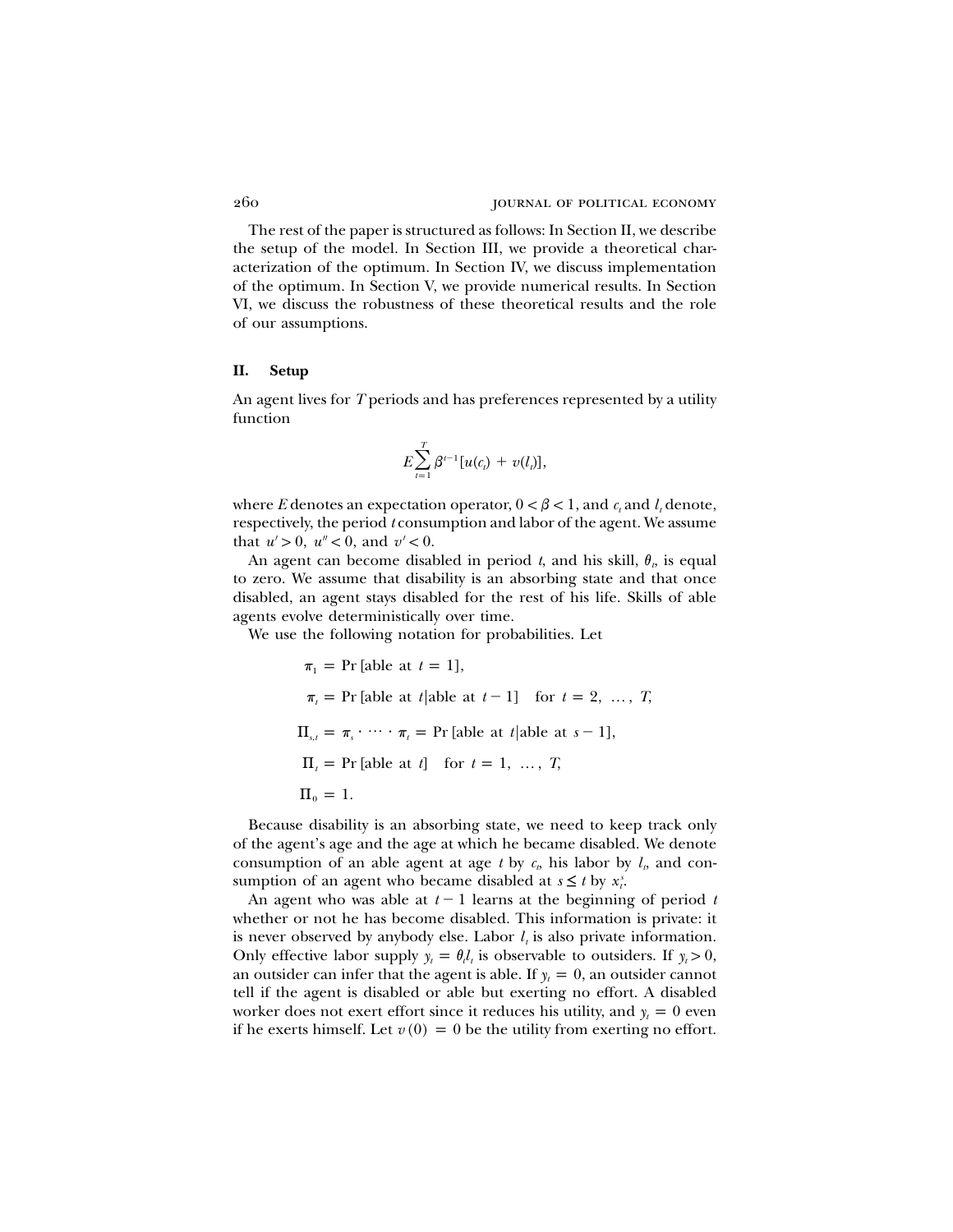The rest of the paper is structured as follows: In Section II, we describe the setup of the model. In Section III, we provide a theoretical characterization of the optimum. In Section IV, we discuss implementation of the optimum. In Section V, we provide numerical results. In Section VI, we discuss the robustness of these theoretical results and the role of our assumptions.

## II. Setup

An agent lives for $T$ periods and has preferences represented by a utility function

$$E\sum_{t=1}^{T}\beta^{t-1}[u(c_t) + v(l_t)],$$

where $E$ denotes an expectation operator, $0 < \beta < 1$, and $c_t$ and $l_t$ denote, respectively, the period $t$ consumption and labor of the agent. We assume that $u' > 0$, $u'' < 0$, and $v' < 0$.

An agent can become disabled in period $t$, and his skill, $\theta_t$, is equal to zero. We assume that disability is an absorbing state and that once disabled, an agent stays disabled for the rest of his life. Skills of able agents evolve deterministically over time.

We use the following notation for probabilities. Let

$$\pi_1 = \Pr\,[\text{able at } t = 1],$$

$$\pi_t = \Pr\,[\text{able at } t|\text{able at } t-1] \quad \text{for } t = 2, \ldots, T,$$

$$\Pi_{s,t} = \pi_s \cdot \cdots \cdot \pi_t = \Pr\,[\text{able at } t|\text{able at } s-1],$$

$$\Pi_t = \Pr\,[\text{able at } t] \quad \text{for } t = 1, \ldots, T,$$

$$\Pi_0 = 1.$$

Because disability is an absorbing state, we need to keep track only of the agent's age and the age at which he became disabled. We denote consumption of an able agent at age $t$ by $c_t$, his labor by $l_t$, and consumption of an agent who became disabled at $s \leq t$ by $x_t^s$.

An agent who was able at $t-1$ learns at the beginning of period $t$ whether or not he has become disabled. This information is private: it is never observed by anybody else. Labor $l_t$ is also private information. Only effective labor supply $y_t = \theta_t l_t$ is observable to outsiders. If $y_t > 0$, an outsider can infer that the agent is able. If $y_t = 0$, an outsider cannot tell if the agent is disabled or able but exerting no effort. A disabled worker does not exert effort since it reduces his utility, and $y_t = 0$ even if he exerts himself. Let $v(0) = 0$ be the utility from exerting no effort.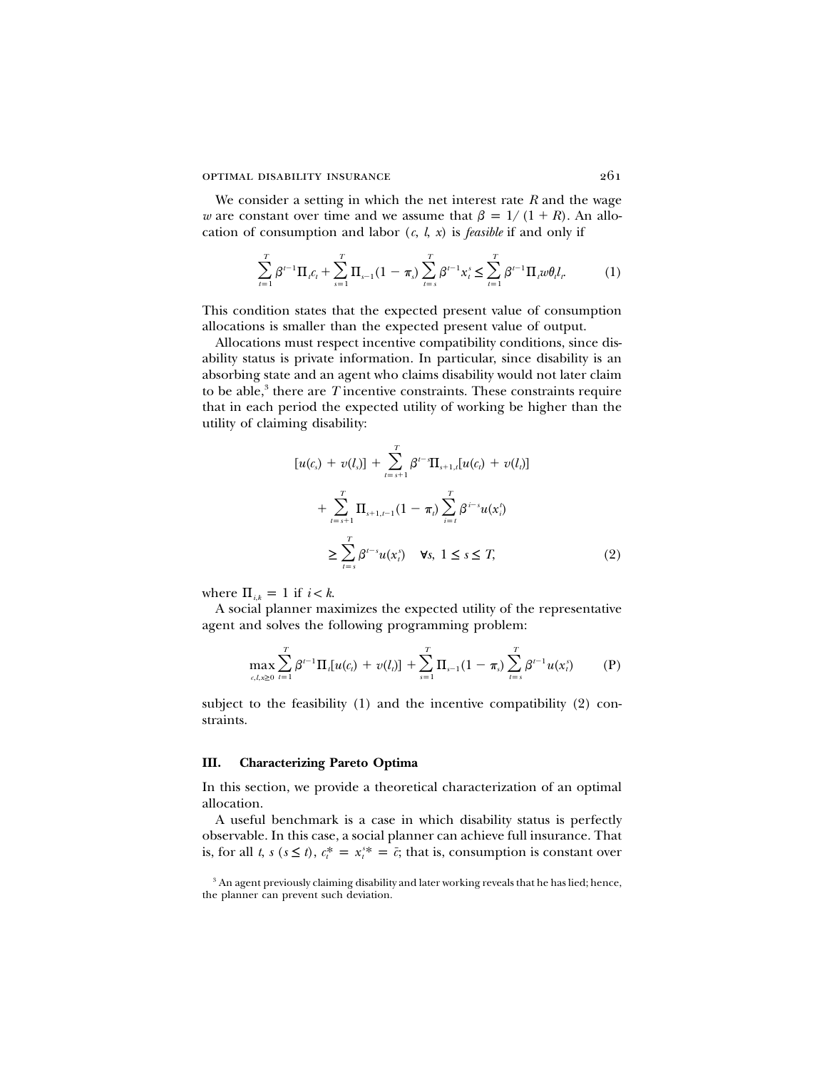We consider a setting in which the net interest rate $R$ and the wage $w$ are constant over time and we assume that $\beta = 1/(1+R)$. An allocation of consumption and labor $(c, l, x)$ is *feasible* if and only if

$$\sum_{t=1}^{T} \beta^{t-1}\Pi_t c_t + \sum_{s=1}^{T} \Pi_{s-1}(1-\pi_s)\sum_{t=s}^{T}\beta^{t-1}x_t^s \leq \sum_{t=1}^{T}\beta^{t-1}\Pi_t w\theta_t l_t. \tag{1}$$

This condition states that the expected present value of consumption allocations is smaller than the expected present value of output.

Allocations must respect incentive compatibility conditions, since disability status is private information. In particular, since disability is an absorbing state and an agent who claims disability would not later claim to be able,[3] there are $T$ incentive constraints. These constraints require that in each period the expected utility of working be higher than the utility of claiming disability:

$$\begin{aligned}
&[u(c_s) + v(l_s)] + \sum_{t=s+1}^{T} \beta^{t-s}\Pi_{s+1,t}[u(c_t) + v(l_t)] \\
&\quad + \sum_{t=s+1}^{T} \Pi_{s+1,t-1}(1-\pi_t)\sum_{i=t}^{T}\beta^{i-s}u(x_i^t) \\
&\qquad \geq \sum_{t=s}^{T}\beta^{t-s}u(x_t^s) \quad \forall s,\ 1 \leq s \leq T,
\end{aligned} \tag{2}$$

where $\Pi_{i,k} = 1$ if $i < k$.

A social planner maximizes the expected utility of the representative agent and solves the following programming problem:

$$\max_{c,l,x\geq 0} \sum_{t=1}^{T}\beta^{t-1}\Pi_t[u(c_t) + v(l_t)] + \sum_{s=1}^{T}\Pi_{s-1}(1-\pi_s)\sum_{t=s}^{T}\beta^{t-1}u(x_t^s) \tag{P}$$

subject to the feasibility (1) and the incentive compatibility (2) constraints.

### III. Characterizing Pareto Optima

In this section, we provide a theoretical characterization of an optimal allocation.

A useful benchmark is a case in which disability status is perfectly observable. In this case, a social planner can achieve full insurance. That is, for all $t$, $s$ $(s \leq t)$, $c_t^* = x_t^{s*} = \bar{c}$; that is, consumption is constant over

[3] An agent previously claiming disability and later working reveals that he has lied; hence, the planner can prevent such deviation.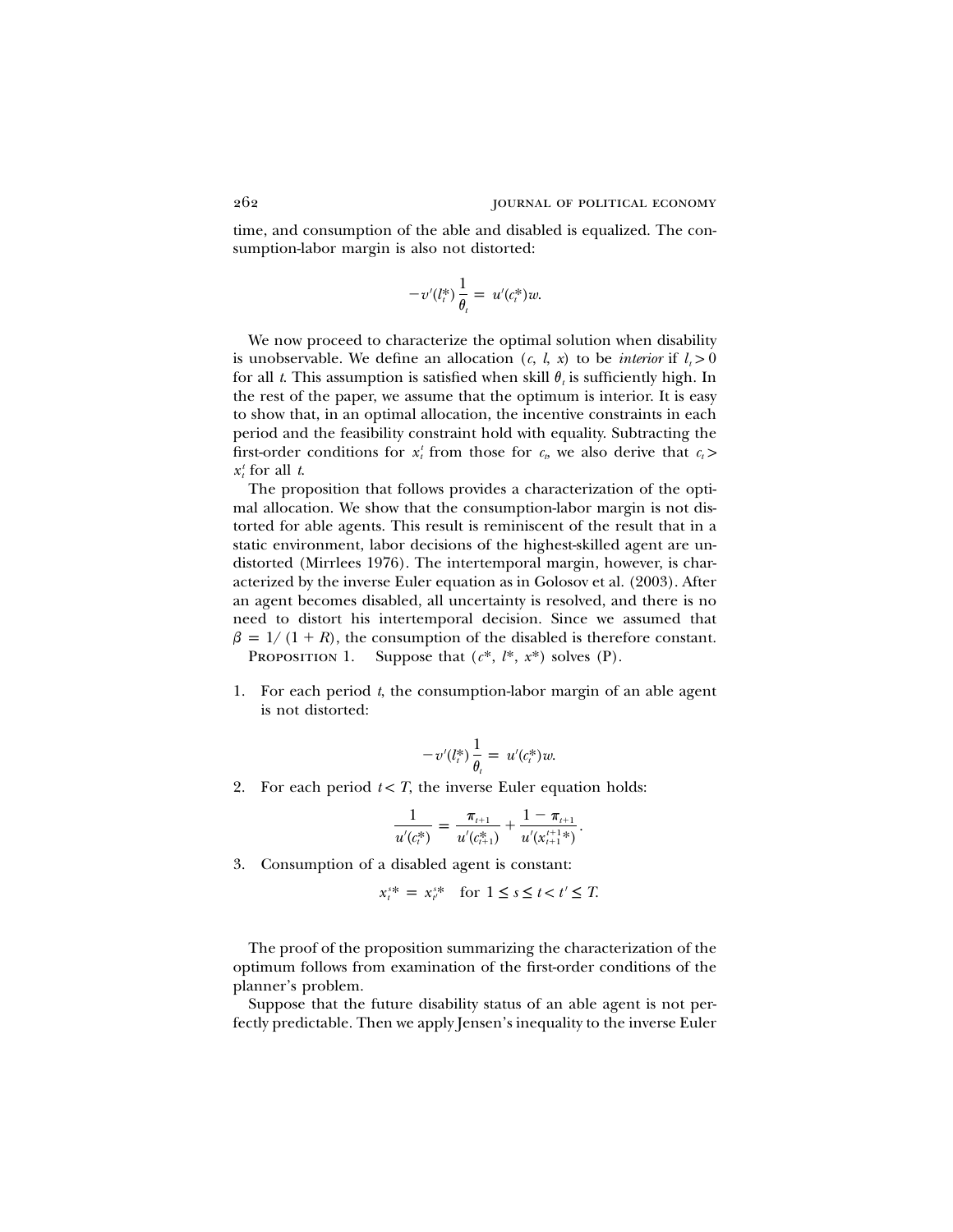time, and consumption of the able and disabled is equalized. The consumption-labor margin is also not distorted:

$$-v'(l_t^*)\frac{1}{\theta_t} = u'(c_t^*)w.$$

We now proceed to characterize the optimal solution when disability is unobservable. We define an allocation $(c, l, x)$ to be *interior* if $l_t > 0$ for all $t$. This assumption is satisfied when skill $\theta_t$ is sufficiently high. In the rest of the paper, we assume that the optimum is interior. It is easy to show that, in an optimal allocation, the incentive constraints in each period and the feasibility constraint hold with equality. Subtracting the first-order conditions for $x_t^t$ from those for $c_t$, we also derive that $c_t > x_t^t$ for all $t$.

The proposition that follows provides a characterization of the optimal allocation. We show that the consumption-labor margin is not distorted for able agents. This result is reminiscent of the result that in a static environment, labor decisions of the highest-skilled agent are undistorted (Mirrlees 1976). The intertemporal margin, however, is characterized by the inverse Euler equation as in Golosov et al. (2003). After an agent becomes disabled, all uncertainty is resolved, and there is no need to distort his intertemporal decision. Since we assumed that $\beta = 1/(1+R)$, the consumption of the disabled is therefore constant.

Proposition 1. Suppose that $(c^*, l^*, x^*)$ solves (P).

1. For each period $t$, the consumption-labor margin of an able agent is not distorted:

$$-v'(l_t^*)\frac{1}{\theta_t} = u'(c_t^*)w.$$

2. For each period $t < T$, the inverse Euler equation holds:

$$\frac{1}{u'(c_t^*)} = \frac{\pi_{t+1}}{u'(c_{t+1}^*)} + \frac{1-\pi_{t+1}}{u'(x_{t+1}^{t+1}*)}.$$

3. Consumption of a disabled agent is constant:

$$x_t^s* = x_{t'}^s* \quad \text{for } 1 \leq s \leq t < t' \leq T.$$

The proof of the proposition summarizing the characterization of the optimum follows from examination of the first-order conditions of the planner's problem.

Suppose that the future disability status of an able agent is not perfectly predictable. Then we apply Jensen's inequality to the inverse Euler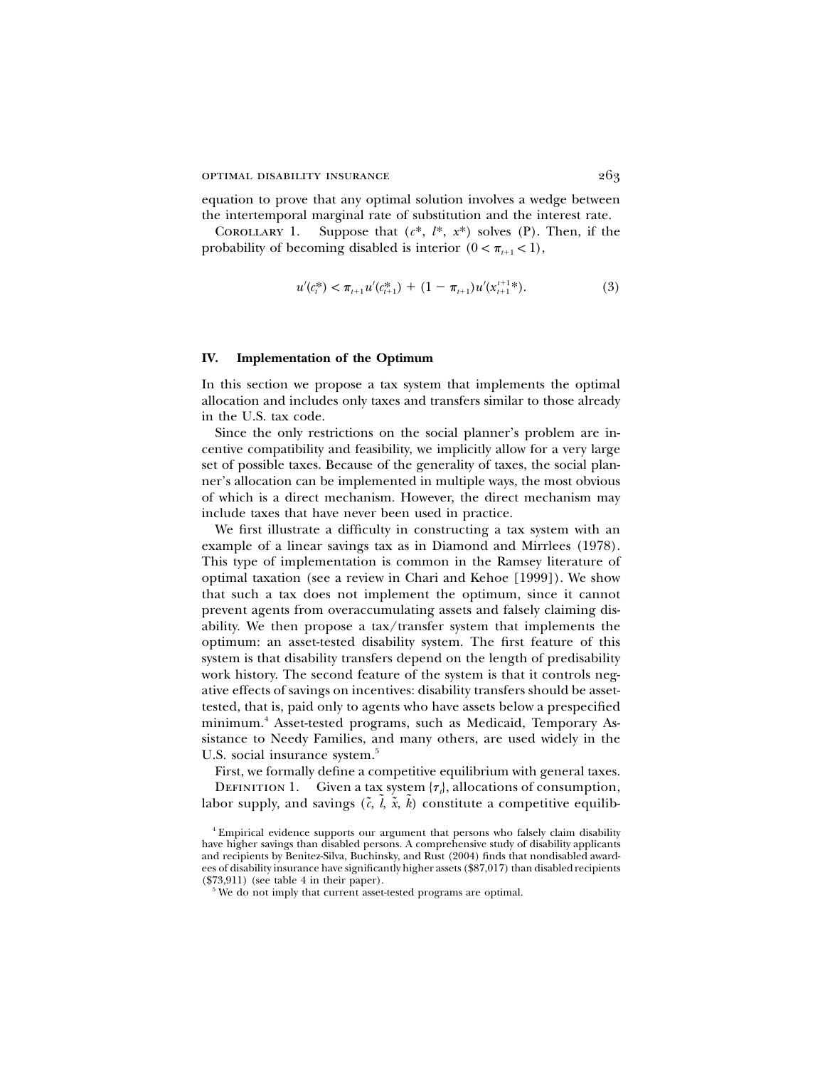equation to prove that any optimal solution involves a wedge between the intertemporal marginal rate of substitution and the interest rate.

Corollary 1. Suppose that $(c^*, l^*, x^*)$ solves (P). Then, if the probability of becoming disabled is interior $(0 < \pi_{t+1} < 1)$,

$$u'(c_t^*) < \pi_{t+1} u'(c_{t+1}^*) + (1 - \pi_{t+1}) u'(x_{t+1}^{t+1*}). \tag{3}$$

## IV. Implementation of the Optimum

In this section we propose a tax system that implements the optimal allocation and includes only taxes and transfers similar to those already in the U.S. tax code.

Since the only restrictions on the social planner's problem are incentive compatibility and feasibility, we implicitly allow for a very large set of possible taxes. Because of the generality of taxes, the social planner's allocation can be implemented in multiple ways, the most obvious of which is a direct mechanism. However, the direct mechanism may include taxes that have never been used in practice.

We first illustrate a difficulty in constructing a tax system with an example of a linear savings tax as in Diamond and Mirrlees (1978). This type of implementation is common in the Ramsey literature of optimal taxation (see a review in Chari and Kehoe [1999]). We show that such a tax does not implement the optimum, since it cannot prevent agents from overaccumulating assets and falsely claiming disability. We then propose a tax/transfer system that implements the optimum: an asset-tested disability system. The first feature of this system is that disability transfers depend on the length of predisability work history. The second feature of the system is that it controls negative effects of savings on incentives: disability transfers should be asset-tested, that is, paid only to agents who have assets below a prespecified minimum.[4] Asset-tested programs, such as Medicaid, Temporary Assistance to Needy Families, and many others, are used widely in the U.S. social insurance system.[5]

First, we formally define a competitive equilibrium with general taxes.

Definition 1. Given a tax system $\{\tau_t\}$, allocations of consumption, labor supply, and savings $(\tilde{c}, \tilde{l}, \tilde{x}, \tilde{k})$ constitute a competitive equilib-

[4] Empirical evidence supports our argument that persons who falsely claim disability have higher savings than disabled persons. A comprehensive study of disability applicants and recipients by Benitez-Silva, Buchinsky, and Rust (2004) finds that nondisabled awardees of disability insurance have significantly higher assets (\$87,017) than disabled recipients (\$73,911) (see table 4 in their paper).

[5] We do not imply that current asset-tested programs are optimal.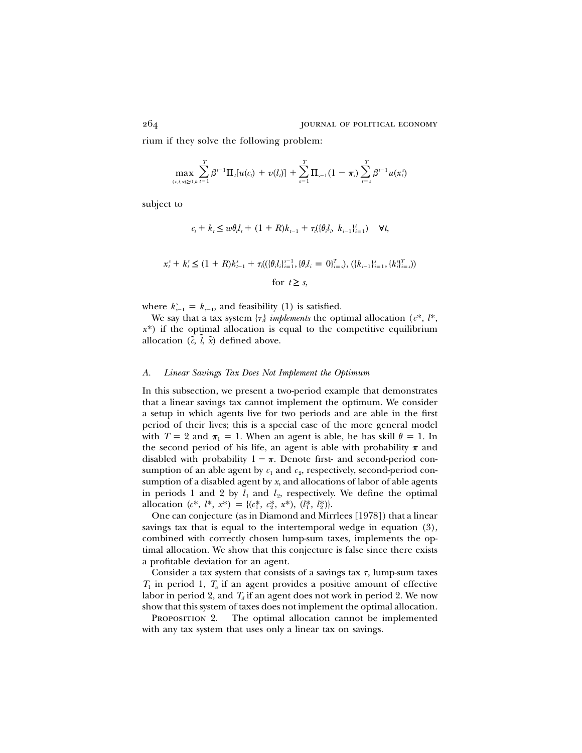rium if they solve the following problem:

$$\max_{(c,l,x)\geq 0,k} \sum_{t=1}^{T} \beta^{t-1}\Pi_t[u(c_t) + v(l_t)] + \sum_{s=1}^{T} \Pi_{s-1}(1-\pi_s)\sum_{t=s}^{T}\beta^{t-1}u(x_t^s)$$

subject to

$$c_t + k_t \leq w\theta_t l_t + (1+R)k_{t-1} + \tau_t(\{\theta_i l_i,\ k_{i-1}\}_{i=1}^{t}) \quad \forall t,$$

$$x_t^s + k_t^s \leq (1+R)k_{t-1}^s + \tau_t((\{\theta_i l_i\}_{i=1}^{s-1}, \{\theta_i l_i = 0\}_{i=s}^{T}), (\{k_{i-1}\}_{i=1}^{s}, \{k_i^s\}_{i=s}^{T}))$$

$$\text{for } t \geq s,$$

where $k_{s-1}^s = k_{s-1}$, and feasibility (1) is satisfied.

We say that a tax system $\{\tau_t\}$ *implements* the optimal allocation $(c^*, l^*, x^*)$ if the optimal allocation is equal to the competitive equilibrium allocation $(\tilde{c}, \tilde{l}, \tilde{x})$ defined above.

### A. *Linear Savings Tax Does Not Implement the Optimum*

In this subsection, we present a two-period example that demonstrates that a linear savings tax cannot implement the optimum. We consider a setup in which agents live for two periods and are able in the first period of their lives; this is a special case of the more general model with $T = 2$ and $\pi_1 = 1$. When an agent is able, he has skill $\theta = 1$. In the second period of his life, an agent is able with probability $\pi$ and disabled with probability $1 - \pi$. Denote first- and second-period consumption of an able agent by $c_1$ and $c_2$, respectively, second-period consumption of a disabled agent by $x$, and allocations of labor of able agents in periods 1 and 2 by $l_1$ and $l_2$, respectively. We define the optimal allocation $(c^*, l^*, x^*) = \{(c_1^*, c_2^*, x^*), (l_1^*, l_2^*)\}$.

One can conjecture (as in Diamond and Mirrlees [1978]) that a linear savings tax that is equal to the intertemporal wedge in equation (3), combined with correctly chosen lump-sum taxes, implements the optimal allocation. We show that this conjecture is false since there exists a profitable deviation for an agent.

Consider a tax system that consists of a savings tax $\tau$, lump-sum taxes $T_1$ in period 1, $T_a$ if an agent provides a positive amount of effective labor in period 2, and $T_d$ if an agent does not work in period 2. We now show that this system of taxes does not implement the optimal allocation.

Proposition 2. The optimal allocation cannot be implemented with any tax system that uses only a linear tax on savings.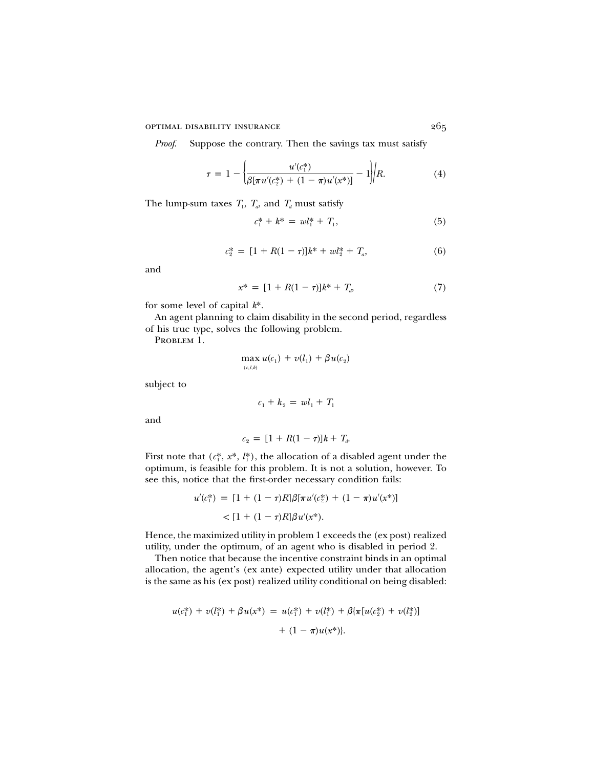*Proof.* Suppose the contrary. Then the savings tax must satisfy

$$\tau = 1 - \left\{ \frac{u'(c_1^*)}{\beta[\pi u'(c_2^*) + (1-\pi)u'(x^*)]} - 1 \right\} \Big/ R. \tag{4}$$

The lump-sum taxes $T_1$, $T_a$, and $T_d$ must satisfy

$$c_1^* + k^* = wl_1^* + T_1, \tag{5}$$

$$c_2^* = [1 + R(1-\tau)]k^* + wl_2^* + T_a, \tag{6}$$

and

$$x^* = [1 + R(1-\tau)]k^* + T_d, \tag{7}$$

for some level of capital $k^*$.

An agent planning to claim disability in the second period, regardless of his true type, solves the following problem.

Problem 1.

$$\max_{(c,l,k)} u(c_1) + v(l_1) + \beta u(c_2)$$

subject to

$$c_1 + k_2 = wl_1 + T_1$$

and

$$c_2 = [1 + R(1-\tau)]k + T_d.$$

First note that $(c_1^*, x^*, l_1^*)$, the allocation of a disabled agent under the optimum, is feasible for this problem. It is not a solution, however. To see this, notice that the first-order necessary condition fails:

$$\begin{aligned} u'(c_1^*) &= [1 + (1-\tau)R]\beta[\pi u'(c_2^*) + (1-\pi)u'(x^*)] \\ &< [1 + (1-\tau)R]\beta u'(x^*). \end{aligned}$$

Hence, the maximized utility in problem 1 exceeds the (ex post) realized utility, under the optimum, of an agent who is disabled in period 2.

Then notice that because the incentive constraint binds in an optimal allocation, the agent's (ex ante) expected utility under that allocation is the same as his (ex post) realized utility conditional on being disabled:

$$\begin{aligned} u(c_1^*) + v(l_1^*) + \beta u(x^*) = u(c_1^*) + v(l_1^*) + \beta\{\pi[u(c_2^*) + v(l_2^*)] \\ + (1-\pi)u(x^*)\}. \end{aligned}$$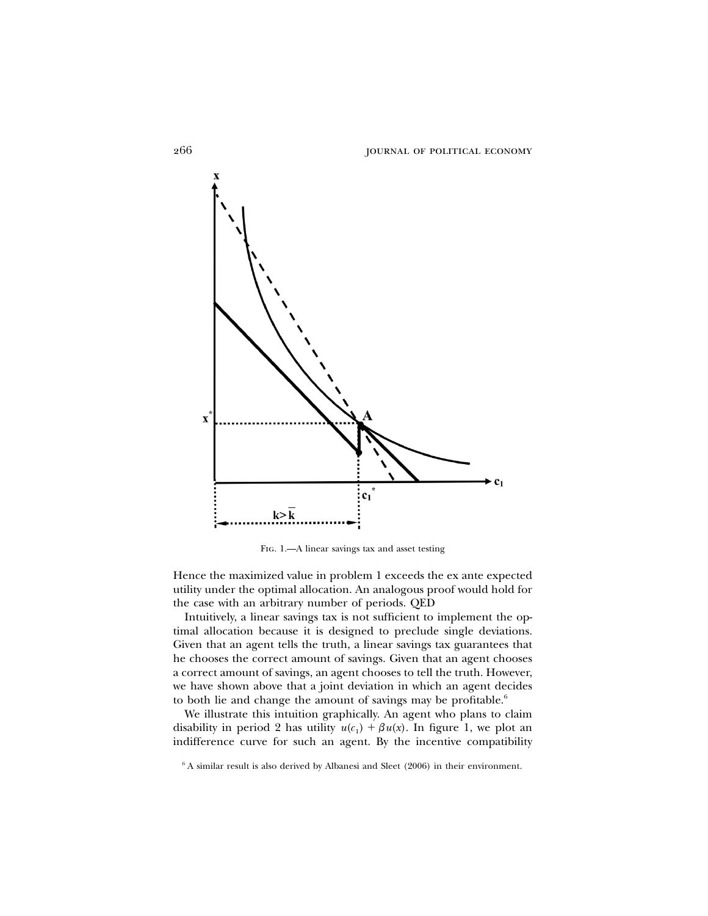Fig. 1.—A linear savings tax and asset testing

Hence the maximized value in problem 1 exceeds the ex ante expected utility under the optimal allocation. An analogous proof would hold for the case with an arbitrary number of periods. QED

Intuitively, a linear savings tax is not sufficient to implement the optimal allocation because it is designed to preclude single deviations. Given that an agent tells the truth, a linear savings tax guarantees that he chooses the correct amount of savings. Given that an agent chooses a correct amount of savings, an agent chooses to tell the truth. However, we have shown above that a joint deviation in which an agent decides to both lie and change the amount of savings may be profitable.[6]

We illustrate this intuition graphically. An agent who plans to claim disability in period 2 has utility $u(c_1) + \beta u(x)$. In figure 1, we plot an indifference curve for such an agent. By the incentive compatibility

[6] A similar result is also derived by Albanesi and Sleet (2006) in their environment.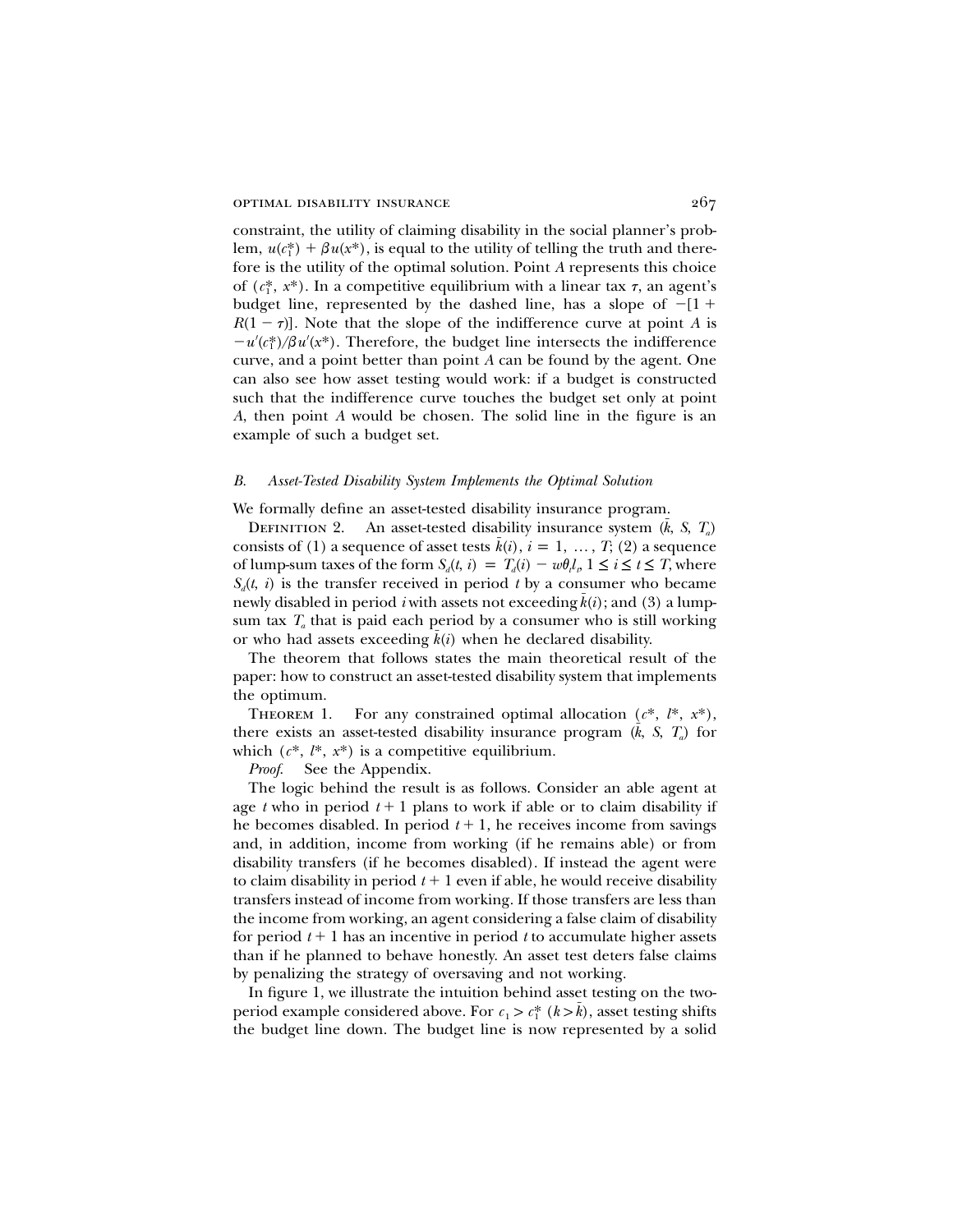constraint, the utility of claiming disability in the social planner's problem, $u(c_1^*) + \beta u(x^*)$, is equal to the utility of telling the truth and therefore is the utility of the optimal solution. Point *A* represents this choice of $(c_1^*, x^*)$. In a competitive equilibrium with a linear tax $\tau$, an agent's budget line, represented by the dashed line, has a slope of $-[1 + R(1 - \tau)]$. Note that the slope of the indifference curve at point *A* is $-u'(c_1^*)/\beta u'(x^*)$. Therefore, the budget line intersects the indifference curve, and a point better than point *A* can be found by the agent. One can also see how asset testing would work: if a budget is constructed such that the indifference curve touches the budget set only at point *A*, then point *A* would be chosen. The solid line in the figure is an example of such a budget set.

### *B. Asset-Tested Disability System Implements the Optimal Solution*

We formally define an asset-tested disability insurance program.

Definition 2. An asset-tested disability insurance system $(\bar{k}, S, T_a)$ consists of (1) a sequence of asset tests $\bar{k}(i)$, $i = 1, \ldots, T$; (2) a sequence of lump-sum taxes of the form $S_d(t, i) = T_d(i) - w\theta_t l_t$, $1 \leq i \leq t \leq T$, where $S_d(t, i)$ is the transfer received in period $t$ by a consumer who became newly disabled in period $i$ with assets not exceeding $\bar{k}(i)$; and (3) a lump-sum tax $T_a$ that is paid each period by a consumer who is still working or who had assets exceeding $\bar{k}(i)$ when he declared disability.

The theorem that follows states the main theoretical result of the paper: how to construct an asset-tested disability system that implements the optimum.

Theorem 1. For any constrained optimal allocation $(c^*, l^*, x^*)$, there exists an asset-tested disability insurance program $(\bar{k}, S, T_a)$ for which $(c^*, l^*, x^*)$ is a competitive equilibrium.

*Proof.* See the Appendix.

The logic behind the result is as follows. Consider an able agent at age $t$ who in period $t + 1$ plans to work if able or to claim disability if he becomes disabled. In period $t + 1$, he receives income from savings and, in addition, income from working (if he remains able) or from disability transfers (if he becomes disabled). If instead the agent were to claim disability in period $t + 1$ even if able, he would receive disability transfers instead of income from working. If those transfers are less than the income from working, an agent considering a false claim of disability for period $t + 1$ has an incentive in period $t$ to accumulate higher assets than if he planned to behave honestly. An asset test deters false claims by penalizing the strategy of oversaving and not working.

In figure 1, we illustrate the intuition behind asset testing on the two-period example considered above. For $c_1 > c_1^*$ $(k > \bar{k})$, asset testing shifts the budget line down. The budget line is now represented by a solid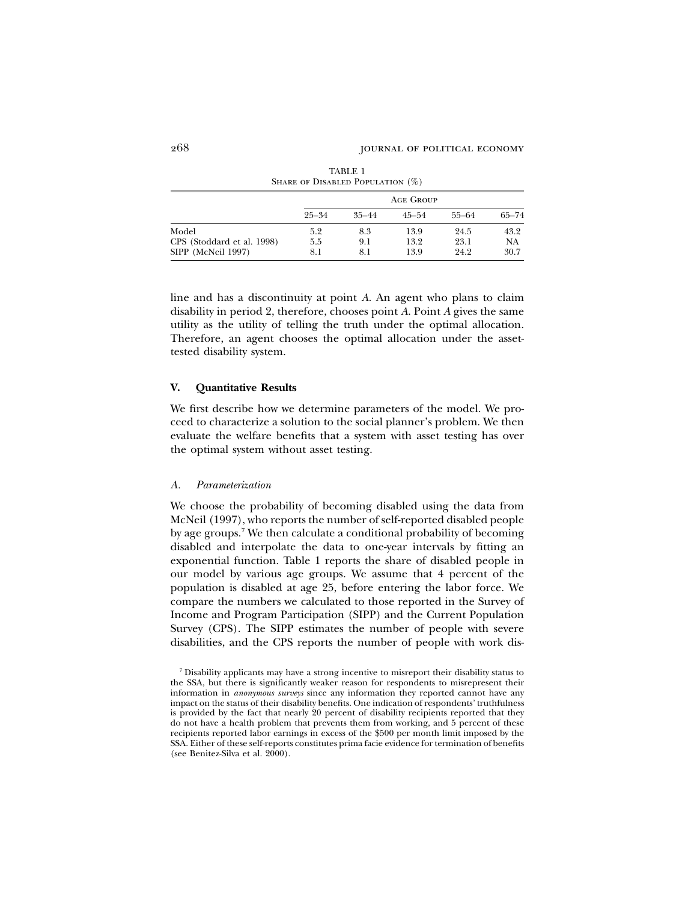TABLE 1
Share of Disabled Population (%)

| | Age Group | | | | |
|---|---|---|---|---|---|
| | 25–34 | 35–44 | 45–54 | 55–64 | 65–74 |
| Model | 5.2 | 8.3 | 13.9 | 24.5 | 43.2 |
| CPS (Stoddard et al. 1998) | 5.5 | 9.1 | 13.2 | 23.1 | NA |
| SIPP (McNeil 1997) | 8.1 | 8.1 | 13.9 | 24.2 | 30.7 |

line and has a discontinuity at point *A*. An agent who plans to claim disability in period 2, therefore, chooses point *A*. Point *A* gives the same utility as the utility of telling the truth under the optimal allocation. Therefore, an agent chooses the optimal allocation under the asset-tested disability system.

## V. Quantitative Results

We first describe how we determine parameters of the model. We proceed to characterize a solution to the social planner's problem. We then evaluate the welfare benefits that a system with asset testing has over the optimal system without asset testing.

### *A. Parameterization*

We choose the probability of becoming disabled using the data from McNeil (1997), who reports the number of self-reported disabled people by age groups.[7] We then calculate a conditional probability of becoming disabled and interpolate the data to one-year intervals by fitting an exponential function. Table 1 reports the share of disabled people in our model by various age groups. We assume that 4 percent of the population is disabled at age 25, before entering the labor force. We compare the numbers we calculated to those reported in the Survey of Income and Program Participation (SIPP) and the Current Population Survey (CPS). The SIPP estimates the number of people with severe disabilities, and the CPS reports the number of people with work dis-

[7] Disability applicants may have a strong incentive to misreport their disability status to the SSA, but there is significantly weaker reason for respondents to misrepresent their information in *anonymous surveys* since any information they reported cannot have any impact on the status of their disability benefits. One indication of respondents' truthfulness is provided by the fact that nearly 20 percent of disability recipients reported that they do not have a health problem that prevents them from working, and 5 percent of these recipients reported labor earnings in excess of the $500 per month limit imposed by the SSA. Either of these self-reports constitutes prima facie evidence for termination of benefits (see Benitez-Silva et al. 2000).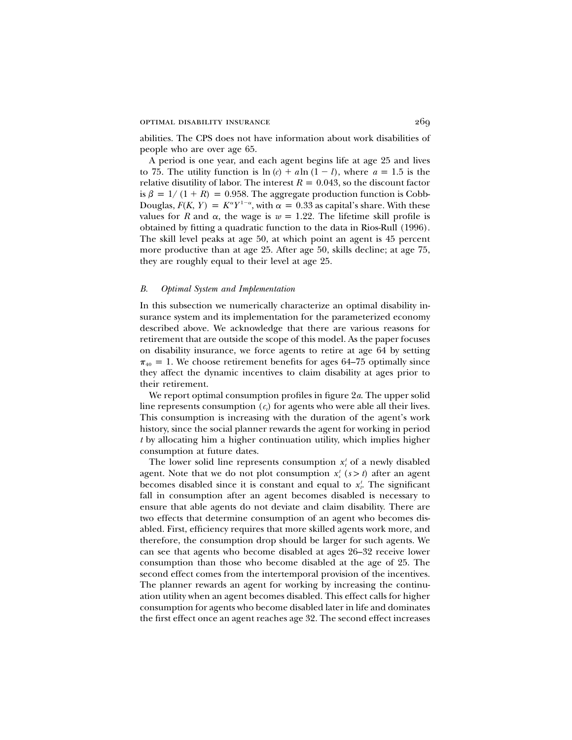abilities. The CPS does not have information about work disabilities of people who are over age 65.

A period is one year, and each agent begins life at age 25 and lives to 75. The utility function is $\ln(c) + a\ln(1 - l)$, where $a = 1.5$ is the relative disutility of labor. The interest $R = 0.043$, so the discount factor is $\beta = 1/(1 + R) = 0.958$. The aggregate production function is Cobb-Douglas, $F(K, Y) = K^{\alpha}Y^{1-\alpha}$, with $\alpha = 0.33$ as capital's share. With these values for $R$ and $\alpha$, the wage is $w = 1.22$. The lifetime skill profile is obtained by fitting a quadratic function to the data in Rios-Rull (1996). The skill level peaks at age 50, at which point an agent is 45 percent more productive than at age 25. After age 50, skills decline; at age 75, they are roughly equal to their level at age 25.

### *B. Optimal System and Implementation*

In this subsection we numerically characterize an optimal disability insurance system and its implementation for the parameterized economy described above. We acknowledge that there are various reasons for retirement that are outside the scope of this model. As the paper focuses on disability insurance, we force agents to retire at age 64 by setting $\pi_{40} = 1$. We choose retirement benefits for ages 64–75 optimally since they affect the dynamic incentives to claim disability at ages prior to their retirement.

We report optimal consumption profiles in figure 2*a*. The upper solid line represents consumption ($c_t$) for agents who were able all their lives. This consumption is increasing with the duration of the agent's work history, since the social planner rewards the agent for working in period $t$ by allocating him a higher continuation utility, which implies higher consumption at future dates.

The lower solid line represents consumption $x_t^t$ of a newly disabled agent. Note that we do not plot consumption $x_s^t$ $(s > t)$ after an agent becomes disabled since it is constant and equal to $x_t^t$. The significant fall in consumption after an agent becomes disabled is necessary to ensure that able agents do not deviate and claim disability. There are two effects that determine consumption of an agent who becomes disabled. First, efficiency requires that more skilled agents work more, and therefore, the consumption drop should be larger for such agents. We can see that agents who become disabled at ages 26–32 receive lower consumption than those who become disabled at the age of 25. The second effect comes from the intertemporal provision of the incentives. The planner rewards an agent for working by increasing the continuation utility when an agent becomes disabled. This effect calls for higher consumption for agents who become disabled later in life and dominates the first effect once an agent reaches age 32. The second effect increases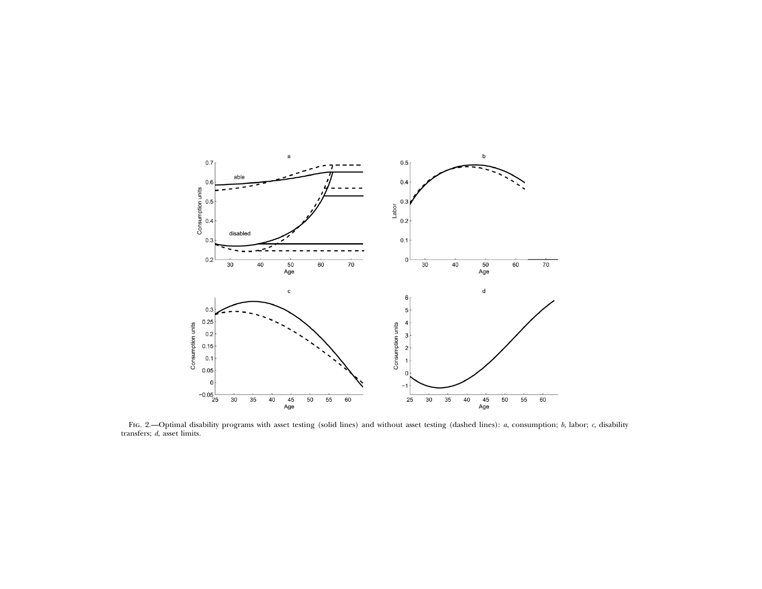Fig. 2.—Optimal disability programs with asset testing (solid lines) and without asset testing (dashed lines): *a*, consumption; *b*, labor; *c*, disability transfers; *d*, asset limits.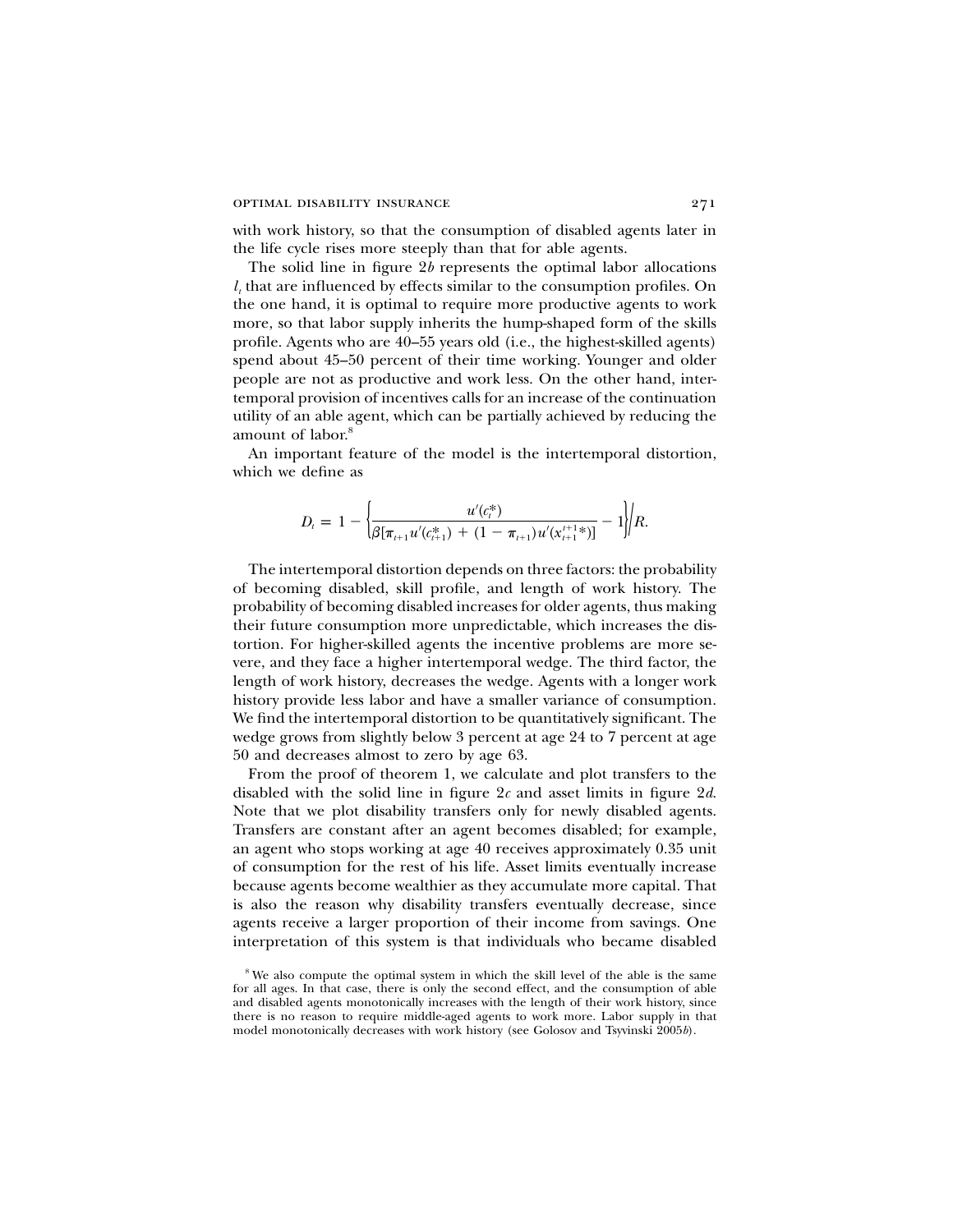with work history, so that the consumption of disabled agents later in the life cycle rises more steeply than that for able agents.

The solid line in figure 2*b* represents the optimal labor allocations $l_t$ that are influenced by effects similar to the consumption profiles. On the one hand, it is optimal to require more productive agents to work more, so that labor supply inherits the hump-shaped form of the skills profile. Agents who are 40–55 years old (i.e., the highest-skilled agents) spend about 45–50 percent of their time working. Younger and older people are not as productive and work less. On the other hand, intertemporal provision of incentives calls for an increase of the continuation utility of an able agent, which can be partially achieved by reducing the amount of labor.[8]

An important feature of the model is the intertemporal distortion, which we define as

$$D_t = 1 - \left\{ \frac{u'(c_t^*)}{\beta[\pi_{t+1}u'(c_{t+1}^*) + (1 - \pi_{t+1})u'(x_{t+1}^{t+1}*)]} - 1 \right\} \Big/ R.$$

The intertemporal distortion depends on three factors: the probability of becoming disabled, skill profile, and length of work history. The probability of becoming disabled increases for older agents, thus making their future consumption more unpredictable, which increases the distortion. For higher-skilled agents the incentive problems are more severe, and they face a higher intertemporal wedge. The third factor, the length of work history, decreases the wedge. Agents with a longer work history provide less labor and have a smaller variance of consumption. We find the intertemporal distortion to be quantitatively significant. The wedge grows from slightly below 3 percent at age 24 to 7 percent at age 50 and decreases almost to zero by age 63.

From the proof of theorem 1, we calculate and plot transfers to the disabled with the solid line in figure 2*c* and asset limits in figure 2*d*. Note that we plot disability transfers only for newly disabled agents. Transfers are constant after an agent becomes disabled; for example, an agent who stops working at age 40 receives approximately 0.35 unit of consumption for the rest of his life. Asset limits eventually increase because agents become wealthier as they accumulate more capital. That is also the reason why disability transfers eventually decrease, since agents receive a larger proportion of their income from savings. One interpretation of this system is that individuals who became disabled

[8] We also compute the optimal system in which the skill level of the able is the same for all ages. In that case, there is only the second effect, and the consumption of able and disabled agents monotonically increases with the length of their work history, since there is no reason to require middle-aged agents to work more. Labor supply in that model monotonically decreases with work history (see Golosov and Tsyvinski 2005*b*).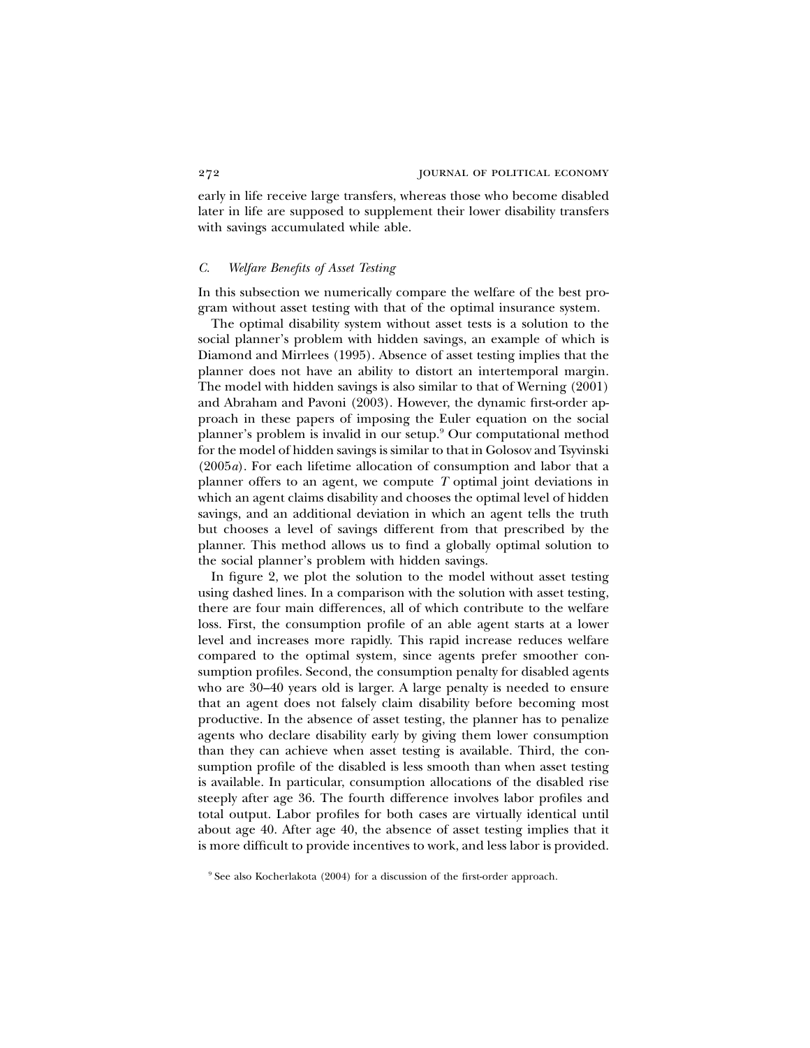early in life receive large transfers, whereas those who become disabled later in life are supposed to supplement their lower disability transfers with savings accumulated while able.

### *C. Welfare Benefits of Asset Testing*

In this subsection we numerically compare the welfare of the best program without asset testing with that of the optimal insurance system.

The optimal disability system without asset tests is a solution to the social planner's problem with hidden savings, an example of which is Diamond and Mirrlees (1995). Absence of asset testing implies that the planner does not have an ability to distort an intertemporal margin. The model with hidden savings is also similar to that of Werning (2001) and Abraham and Pavoni (2003). However, the dynamic first-order approach in these papers of imposing the Euler equation on the social planner's problem is invalid in our setup.[9] Our computational method for the model of hidden savings is similar to that in Golosov and Tsyvinski (2005*a*). For each lifetime allocation of consumption and labor that a planner offers to an agent, we compute $T$ optimal joint deviations in which an agent claims disability and chooses the optimal level of hidden savings, and an additional deviation in which an agent tells the truth but chooses a level of savings different from that prescribed by the planner. This method allows us to find a globally optimal solution to the social planner's problem with hidden savings.

In figure 2, we plot the solution to the model without asset testing using dashed lines. In a comparison with the solution with asset testing, there are four main differences, all of which contribute to the welfare loss. First, the consumption profile of an able agent starts at a lower level and increases more rapidly. This rapid increase reduces welfare compared to the optimal system, since agents prefer smoother consumption profiles. Second, the consumption penalty for disabled agents who are 30–40 years old is larger. A large penalty is needed to ensure that an agent does not falsely claim disability before becoming most productive. In the absence of asset testing, the planner has to penalize agents who declare disability early by giving them lower consumption than they can achieve when asset testing is available. Third, the consumption profile of the disabled is less smooth than when asset testing is available. In particular, consumption allocations of the disabled rise steeply after age 36. The fourth difference involves labor profiles and total output. Labor profiles for both cases are virtually identical until about age 40. After age 40, the absence of asset testing implies that it is more difficult to provide incentives to work, and less labor is provided.

[9] See also Kocherlakota (2004) for a discussion of the first-order approach.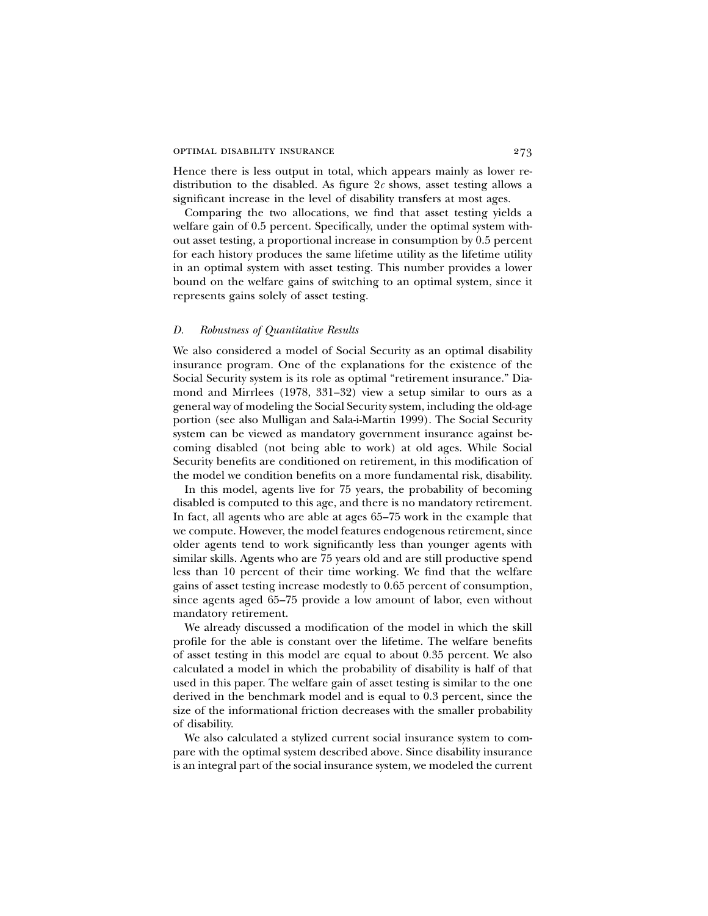Hence there is less output in total, which appears mainly as lower redistribution to the disabled. As figure 2*c* shows, asset testing allows a significant increase in the level of disability transfers at most ages.

Comparing the two allocations, we find that asset testing yields a welfare gain of 0.5 percent. Specifically, under the optimal system without asset testing, a proportional increase in consumption by 0.5 percent for each history produces the same lifetime utility as the lifetime utility in an optimal system with asset testing. This number provides a lower bound on the welfare gains of switching to an optimal system, since it represents gains solely of asset testing.

### *D. Robustness of Quantitative Results*

We also considered a model of Social Security as an optimal disability insurance program. One of the explanations for the existence of the Social Security system is its role as optimal "retirement insurance." Diamond and Mirrlees (1978, 331–32) view a setup similar to ours as a general way of modeling the Social Security system, including the old-age portion (see also Mulligan and Sala-i-Martin 1999). The Social Security system can be viewed as mandatory government insurance against becoming disabled (not being able to work) at old ages. While Social Security benefits are conditioned on retirement, in this modification of the model we condition benefits on a more fundamental risk, disability.

In this model, agents live for 75 years, the probability of becoming disabled is computed to this age, and there is no mandatory retirement. In fact, all agents who are able at ages 65–75 work in the example that we compute. However, the model features endogenous retirement, since older agents tend to work significantly less than younger agents with similar skills. Agents who are 75 years old and are still productive spend less than 10 percent of their time working. We find that the welfare gains of asset testing increase modestly to 0.65 percent of consumption, since agents aged 65–75 provide a low amount of labor, even without mandatory retirement.

We already discussed a modification of the model in which the skill profile for the able is constant over the lifetime. The welfare benefits of asset testing in this model are equal to about 0.35 percent. We also calculated a model in which the probability of disability is half of that used in this paper. The welfare gain of asset testing is similar to the one derived in the benchmark model and is equal to 0.3 percent, since the size of the informational friction decreases with the smaller probability of disability.

We also calculated a stylized current social insurance system to compare with the optimal system described above. Since disability insurance is an integral part of the social insurance system, we modeled the current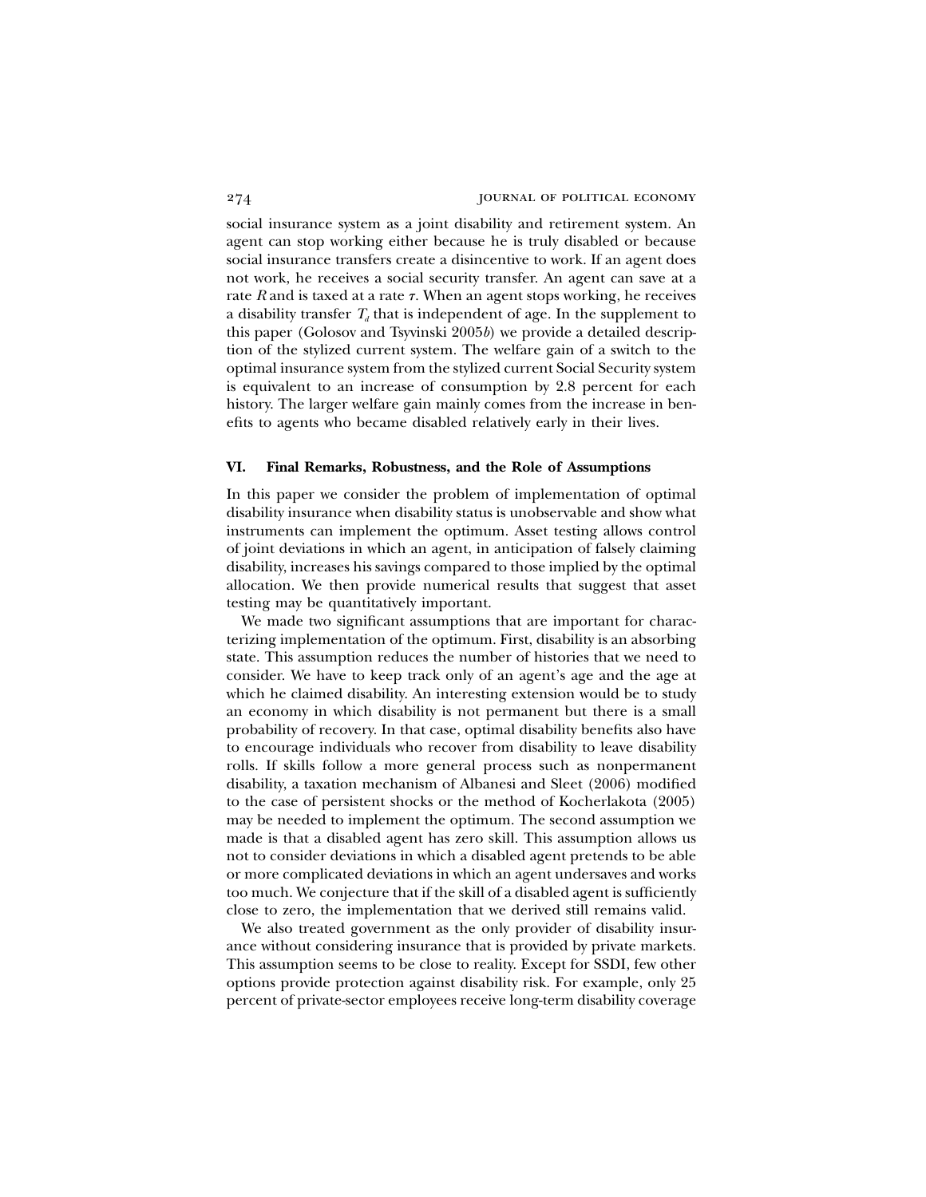social insurance system as a joint disability and retirement system. An agent can stop working either because he is truly disabled or because social insurance transfers create a disincentive to work. If an agent does not work, he receives a social security transfer. An agent can save at a rate $R$ and is taxed at a rate $\tau$. When an agent stops working, he receives a disability transfer $T_d$ that is independent of age. In the supplement to this paper (Golosov and Tsyvinski 2005*b*) we provide a detailed description of the stylized current system. The welfare gain of a switch to the optimal insurance system from the stylized current Social Security system is equivalent to an increase of consumption by 2.8 percent for each history. The larger welfare gain mainly comes from the increase in benefits to agents who became disabled relatively early in their lives.

## VI. Final Remarks, Robustness, and the Role of Assumptions

In this paper we consider the problem of implementation of optimal disability insurance when disability status is unobservable and show what instruments can implement the optimum. Asset testing allows control of joint deviations in which an agent, in anticipation of falsely claiming disability, increases his savings compared to those implied by the optimal allocation. We then provide numerical results that suggest that asset testing may be quantitatively important.

We made two significant assumptions that are important for characterizing implementation of the optimum. First, disability is an absorbing state. This assumption reduces the number of histories that we need to consider. We have to keep track only of an agent's age and the age at which he claimed disability. An interesting extension would be to study an economy in which disability is not permanent but there is a small probability of recovery. In that case, optimal disability benefits also have to encourage individuals who recover from disability to leave disability rolls. If skills follow a more general process such as nonpermanent disability, a taxation mechanism of Albanesi and Sleet (2006) modified to the case of persistent shocks or the method of Kocherlakota (2005) may be needed to implement the optimum. The second assumption we made is that a disabled agent has zero skill. This assumption allows us not to consider deviations in which a disabled agent pretends to be able or more complicated deviations in which an agent undersaves and works too much. We conjecture that if the skill of a disabled agent is sufficiently close to zero, the implementation that we derived still remains valid.

We also treated government as the only provider of disability insurance without considering insurance that is provided by private markets. This assumption seems to be close to reality. Except for SSDI, few other options provide protection against disability risk. For example, only 25 percent of private-sector employees receive long-term disability coverage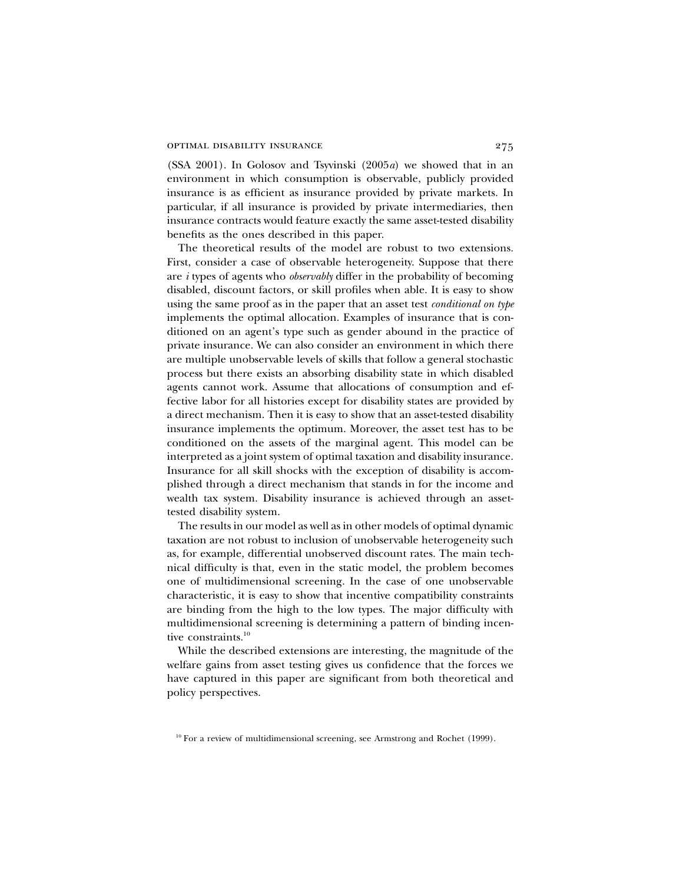(SSA 2001). In Golosov and Tsyvinski (2005*a*) we showed that in an environment in which consumption is observable, publicly provided insurance is as efficient as insurance provided by private markets. In particular, if all insurance is provided by private intermediaries, then insurance contracts would feature exactly the same asset-tested disability benefits as the ones described in this paper.

The theoretical results of the model are robust to two extensions. First, consider a case of observable heterogeneity. Suppose that there are $i$ types of agents who *observably* differ in the probability of becoming disabled, discount factors, or skill profiles when able. It is easy to show using the same proof as in the paper that an asset test *conditional on type* implements the optimal allocation. Examples of insurance that is conditioned on an agent's type such as gender abound in the practice of private insurance. We can also consider an environment in which there are multiple unobservable levels of skills that follow a general stochastic process but there exists an absorbing disability state in which disabled agents cannot work. Assume that allocations of consumption and effective labor for all histories except for disability states are provided by a direct mechanism. Then it is easy to show that an asset-tested disability insurance implements the optimum. Moreover, the asset test has to be conditioned on the assets of the marginal agent. This model can be interpreted as a joint system of optimal taxation and disability insurance. Insurance for all skill shocks with the exception of disability is accomplished through a direct mechanism that stands in for the income and wealth tax system. Disability insurance is achieved through an asset-tested disability system.

The results in our model as well as in other models of optimal dynamic taxation are not robust to inclusion of unobservable heterogeneity such as, for example, differential unobserved discount rates. The main technical difficulty is that, even in the static model, the problem becomes one of multidimensional screening. In the case of one unobservable characteristic, it is easy to show that incentive compatibility constraints are binding from the high to the low types. The major difficulty with multidimensional screening is determining a pattern of binding incentive constraints.[10]

While the described extensions are interesting, the magnitude of the welfare gains from asset testing gives us confidence that the forces we have captured in this paper are significant from both theoretical and policy perspectives.

[10] For a review of multidimensional screening, see Armstrong and Rochet (1999).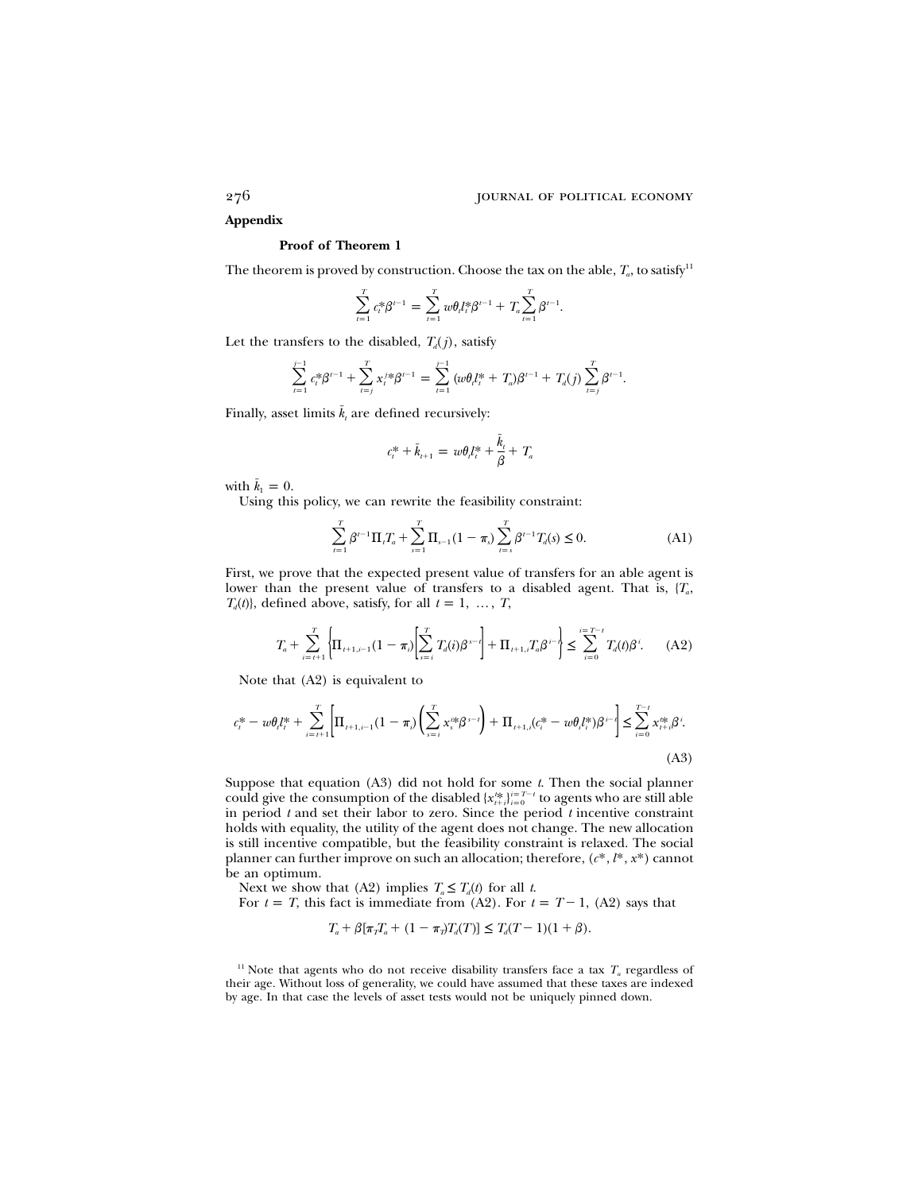## Appendix

### Proof of Theorem 1

The theorem is proved by construction. Choose the tax on the able, $T_a$, to satisfy[11]

$$\sum_{t=1}^{T} c_t^* \beta^{t-1} = \sum_{t=1}^{T} w\theta_t l_t^* \beta^{t-1} + T_a \sum_{t=1}^{T} \beta^{t-1}.$$

Let the transfers to the disabled, $T_d(j)$, satisfy

$$\sum_{t=1}^{j-1} c_t^* \beta^{t-1} + \sum_{t=j}^{T} x_t^{j*} \beta^{t-1} = \sum_{t=1}^{j-1} (w\theta_t l_t^* + T_a)\beta^{t-1} + T_d(j) \sum_{t=j}^{T} \beta^{t-1}.$$

Finally, asset limits $\bar{k}_t$ are defined recursively:

$$c_t^* + \bar{k}_{t+1} = w\theta_t l_t^* + \frac{\bar{k}_t}{\beta} + T_a$$

with $\bar{k}_1 = 0$.

Using this policy, we can rewrite the feasibility constraint:

$$\sum_{t=1}^{T} \beta^{t-1} \Pi_t T_a + \sum_{s=1}^{T} \Pi_{s-1}(1 - \pi_s) \sum_{t=s}^{T} \beta^{t-1} T_d(s) \leq 0. \tag{A1}$$

First, we prove that the expected present value of transfers for an able agent is lower than the present value of transfers to a disabled agent. That is, $\{T_a, T_d(t)\}$, defined above, satisfy, for all $t = 1, \ldots, T$,

$$T_a + \sum_{i=t+1}^{T} \left\{ \Pi_{t+1,i-1}(1 - \pi_i) \left[ \sum_{s=i}^{T} T_d(i) \beta^{s-t} \right] + \Pi_{t+1,i} T_a \beta^{i-t} \right\} \leq \sum_{i=0}^{i=T-t} T_d(t) \beta^i. \tag{A2}$$

Note that (A2) is equivalent to

$$c_t^* - w\theta_t l_t^* + \sum_{i=t+1}^{T} \left[ \Pi_{t+1,i-1}(1 - \pi_i) \left( \sum_{s=i}^{T} x_s^{i*} \beta^{s-t} \right) + \Pi_{t+1,i}(c_i^* - w\theta_i l_i^*) \beta^{i-t} \right] \leq \sum_{i=0}^{T-t} x_{t+i}^{t*} \beta^i. \tag{A3}$$

Suppose that equation (A3) did not hold for some $t$. Then the social planner could give the consumption of the disabled $\{x_{t+i}^{t*}\}_{i=0}^{i=T-t}$ to agents who are still able in period $t$ and set their labor to zero. Since the period $t$ incentive constraint holds with equality, the utility of the agent does not change. The new allocation is still incentive compatible, but the feasibility constraint is relaxed. The social planner can further improve on such an allocation; therefore, $(c^*, l^*, x^*)$ cannot be an optimum.

Next we show that (A2) implies $T_a \leq T_d(t)$ for all $t$.

For $t = T$, this fact is immediate from (A2). For $t = T - 1$, (A2) says that

$$T_a + \beta[\pi_T T_a + (1 - \pi_T) T_d(T)] \leq T_d(T-1)(1 + \beta).$$

[11] Note that agents who do not receive disability transfers face a tax $T_a$ regardless of their age. Without loss of generality, we could have assumed that these taxes are indexed by age. In that case the levels of asset tests would not be uniquely pinned down.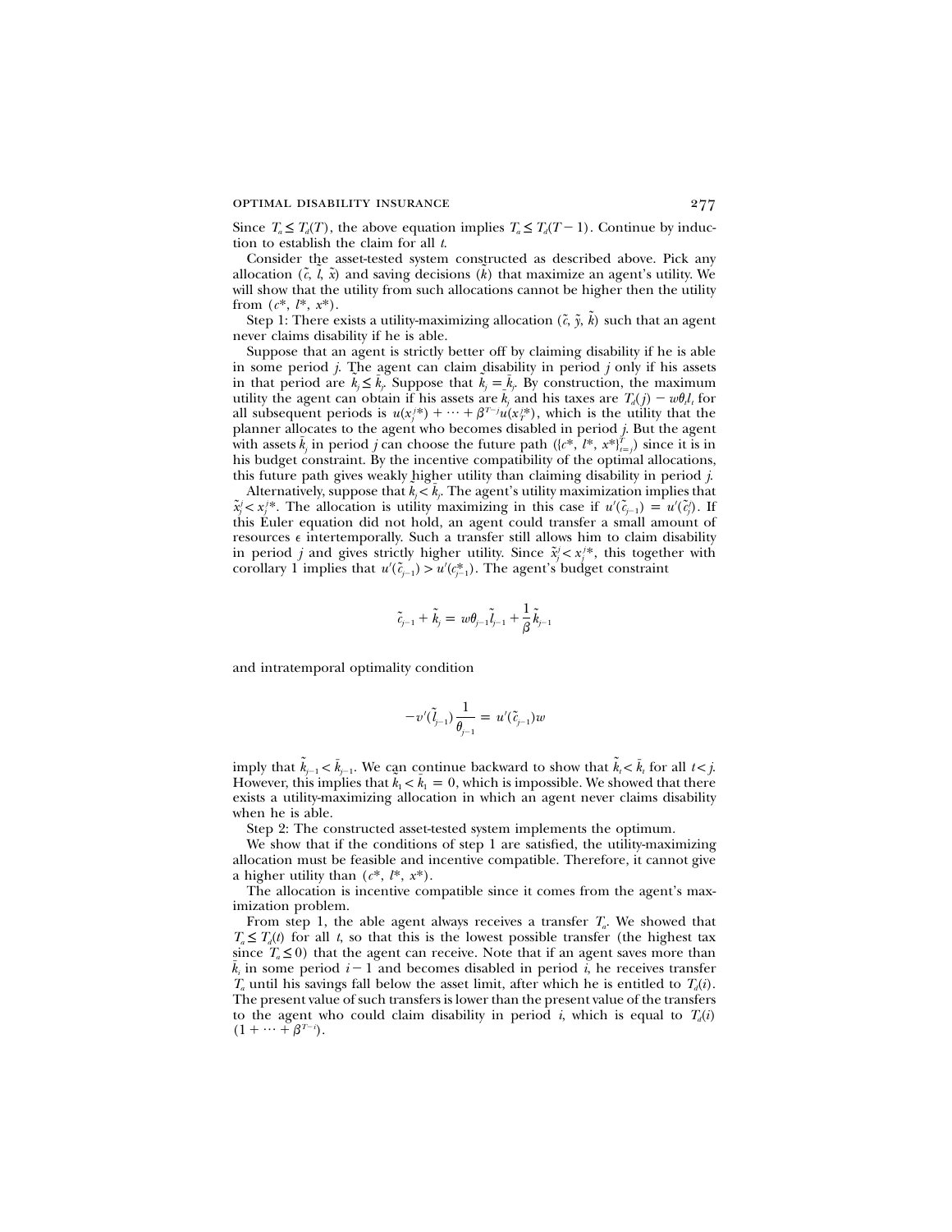Since $T_a \leq T_d(T)$, the above equation implies $T_a \leq T_d(T-1)$. Continue by induction to establish the claim for all $t$.

Consider the asset-tested system constructed as described above. Pick any allocation $(\tilde{c}, \tilde{l}, \tilde{x})$ and saving decisions $(\tilde{k})$ that maximize an agent's utility. We will show that the utility from such allocations cannot be higher then the utility from $(c^*, l^*, x^*)$.

Step 1: There exists a utility-maximizing allocation $(\tilde{c}, \tilde{y}, \tilde{k})$ such that an agent never claims disability if he is able.

Suppose that an agent is strictly better off by claiming disability if he is able in some period $j$. The agent can claim disability in period $j$ only if his assets in that period are $\tilde{k}_j \leq \bar{k}_j$. Suppose that $\tilde{k}_j = \bar{k}_j$. By construction, the maximum utility the agent can obtain if his assets are $\bar{k}_j$ and his taxes are $T_d(j) - w\theta_t l_t$ for all subsequent periods is $u(x_j^{j*}) + \cdots + \beta^{T-j} u(x_T^{j*})$, which is the utility that the planner allocates to the agent who becomes disabled in period $j$. But the agent with assets $\bar{k}_j$ in period $j$ can choose the future path $(\{c^*, l^*, x^*\}_{t=j}^{T})$ since it is in his budget constraint. By the incentive compatibility of the optimal allocations, this future path gives weakly higher utility than claiming disability in period $j$.

Alternatively, suppose that $\tilde{k}_j < \bar{k}_j$. The agent's utility maximization implies that $\tilde{x}_j^j < x_j^{j*}$. The allocation is utility maximizing in this case if $u'(\tilde{c}_{j-1}) = u'(\tilde{c}_j^j)$. If this Euler equation did not hold, an agent could transfer a small amount of resources $\epsilon$ intertemporally. Such a transfer still allows him to claim disability in period $j$ and gives strictly higher utility. Since $\tilde{x}_j^j < x_j^{j*}$, this together with corollary 1 implies that $u'(\tilde{c}_{j-1}) > u'(c_{j-1}^*)$. The agent's budget constraint

$$\tilde{c}_{j-1} + \tilde{k}_j = w\theta_{j-1}\tilde{l}_{j-1} + \frac{1}{\beta}\tilde{k}_{j-1}$$

and intratemporal optimality condition

$$-v'(\tilde{l}_{j-1})\frac{1}{\theta_{j-1}} = u'(\tilde{c}_{j-1})w$$

imply that $\tilde{k}_{j-1} < \bar{k}_{j-1}$. We can continue backward to show that $\tilde{k}_t < \bar{k}_t$ for all $t < j$. However, this implies that $\tilde{k}_1 < \bar{k}_1 = 0$, which is impossible. We showed that there exists a utility-maximizing allocation in which an agent never claims disability when he is able.

Step 2: The constructed asset-tested system implements the optimum.

We show that if the conditions of step 1 are satisfied, the utility-maximizing allocation must be feasible and incentive compatible. Therefore, it cannot give a higher utility than $(c^*, l^*, x^*)$.

The allocation is incentive compatible since it comes from the agent's maximization problem.

From step 1, the able agent always receives a transfer $T_a$. We showed that $T_a \leq T_d(t)$ for all $t$, so that this is the lowest possible transfer (the highest tax since $T_a \leq 0$) that the agent can receive. Note that if an agent saves more than $\bar{k}_i$ in some period $i-1$ and becomes disabled in period $i$, he receives transfer $T_a$ until his savings fall below the asset limit, after which he is entitled to $T_d(i)$. The present value of such transfers is lower than the present value of the transfers to the agent who could claim disability in period $i$, which is equal to $T_d(i)(1 + \cdots + \beta^{T-i})$.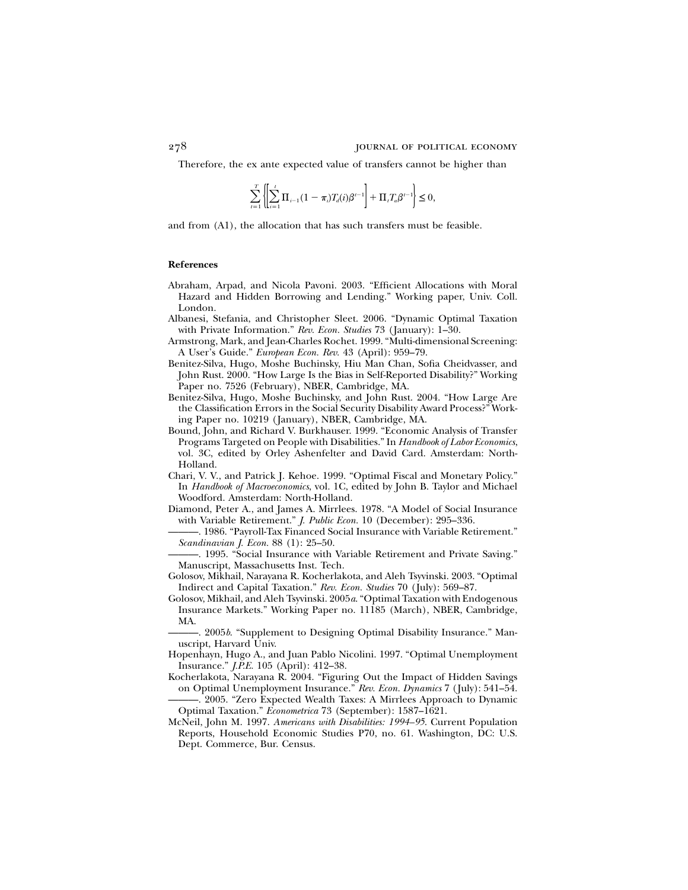Therefore, the ex ante expected value of transfers cannot be higher than

$$\sum_{t=1}^{T} \left\{ \left[ \sum_{i=1}^{t} \Pi_{i-1}(1-\pi_i)T_d(i)\beta^{t-1} \right] + \Pi_t T_a \beta^{t-1} \right\} \leq 0,$$

and from (A1), the allocation that has such transfers must be feasible.

## References

Abraham, Arpad, and Nicola Pavoni. 2003. "Efficient Allocations with Moral Hazard and Hidden Borrowing and Lending." Working paper, Univ. Coll. London.

Albanesi, Stefania, and Christopher Sleet. 2006. "Dynamic Optimal Taxation with Private Information." *Rev. Econ. Studies* 73 (January): 1–30.

Armstrong, Mark, and Jean-Charles Rochet. 1999. "Multi-dimensional Screening: A User's Guide." *European Econ. Rev.* 43 (April): 959–79.

Benitez-Silva, Hugo, Moshe Buchinsky, Hiu Man Chan, Sofia Cheidvasser, and John Rust. 2000. "How Large Is the Bias in Self-Reported Disability?" Working Paper no. 7526 (February), NBER, Cambridge, MA.

Benitez-Silva, Hugo, Moshe Buchinsky, and John Rust. 2004. "How Large Are the Classification Errors in the Social Security Disability Award Process?" Working Paper no. 10219 (January), NBER, Cambridge, MA.

Bound, John, and Richard V. Burkhauser. 1999. "Economic Analysis of Transfer Programs Targeted on People with Disabilities." In *Handbook of Labor Economics*, vol. 3C, edited by Orley Ashenfelter and David Card. Amsterdam: North-Holland.

Chari, V. V., and Patrick J. Kehoe. 1999. "Optimal Fiscal and Monetary Policy." In *Handbook of Macroeconomics*, vol. 1C, edited by John B. Taylor and Michael Woodford. Amsterdam: North-Holland.

Diamond, Peter A., and James A. Mirrlees. 1978. "A Model of Social Insurance with Variable Retirement." *J. Public Econ.* 10 (December): 295–336.

———. 1986. "Payroll-Tax Financed Social Insurance with Variable Retirement." *Scandinavian J. Econ.* 88 (1): 25–50.

———. 1995. "Social Insurance with Variable Retirement and Private Saving." Manuscript, Massachusetts Inst. Tech.

Golosov, Mikhail, Narayana R. Kocherlakota, and Aleh Tsyvinski. 2003. "Optimal Indirect and Capital Taxation." *Rev. Econ. Studies* 70 (July): 569–87.

Golosov, Mikhail, and Aleh Tsyvinski. 2005*a*. "Optimal Taxation with Endogenous Insurance Markets." Working Paper no. 11185 (March), NBER, Cambridge, MA.

———. 2005*b*. "Supplement to Designing Optimal Disability Insurance." Manuscript, Harvard Univ.

Hopenhayn, Hugo A., and Juan Pablo Nicolini. 1997. "Optimal Unemployment Insurance." *J.P.E.* 105 (April): 412–38.

Kocherlakota, Narayana R. 2004. "Figuring Out the Impact of Hidden Savings on Optimal Unemployment Insurance." *Rev. Econ. Dynamics* 7 (July): 541–54.

———. 2005. "Zero Expected Wealth Taxes: A Mirrlees Approach to Dynamic Optimal Taxation." *Econometrica* 73 (September): 1587–1621.

McNeil, John M. 1997. *Americans with Disabilities: 1994–95*. Current Population Reports, Household Economic Studies P70, no. 61. Washington, DC: U.S. Dept. Commerce, Bur. Census.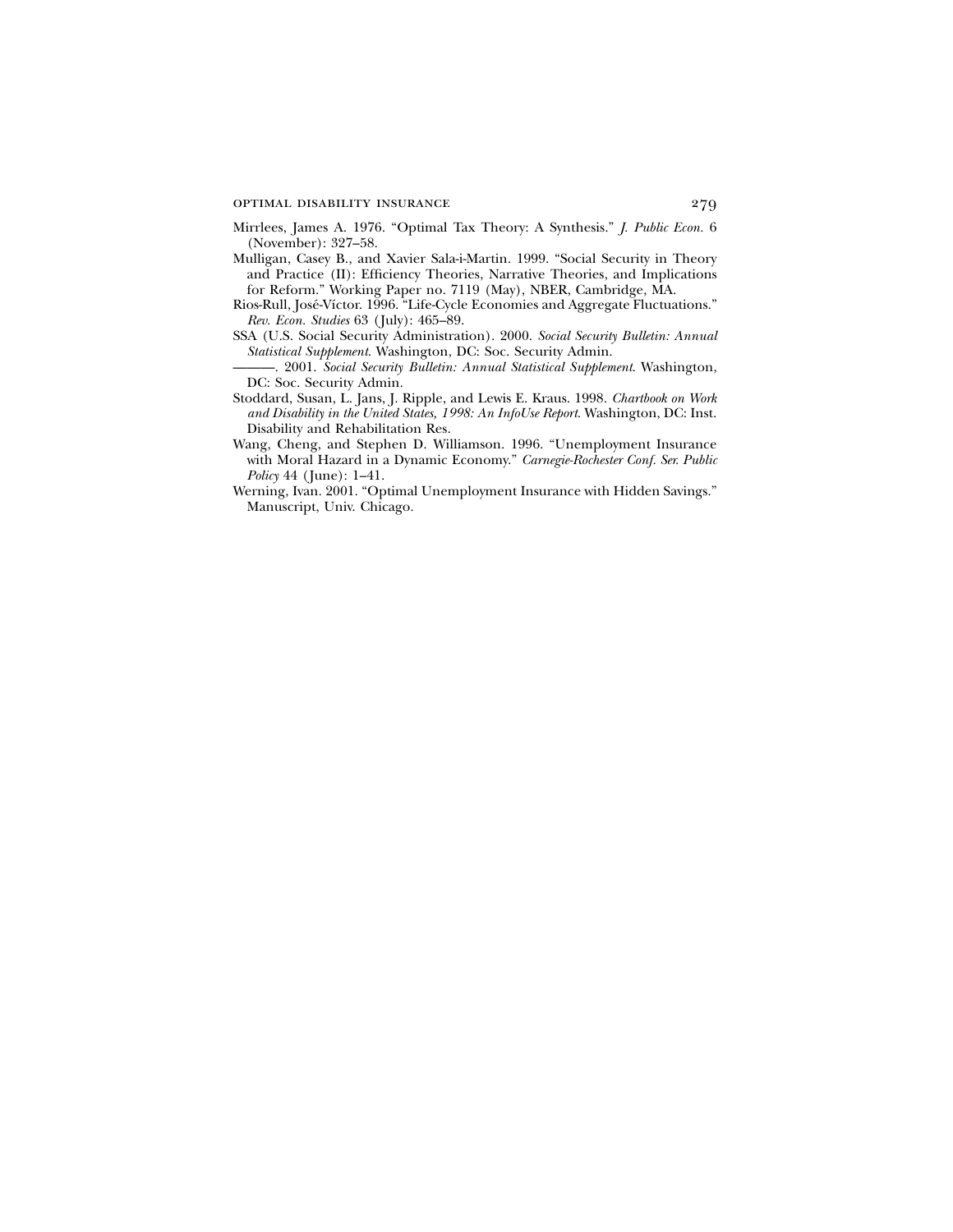Mirrlees, James A. 1976. "Optimal Tax Theory: A Synthesis." *J. Public Econ.* 6 (November): 327–58.

Mulligan, Casey B., and Xavier Sala-i-Martin. 1999. "Social Security in Theory and Practice (II): Efficiency Theories, Narrative Theories, and Implications for Reform." Working Paper no. 7119 (May), NBER, Cambridge, MA.

Rios-Rull, José-Víctor. 1996. "Life-Cycle Economies and Aggregate Fluctuations." *Rev. Econ. Studies* 63 (July): 465–89.

SSA (U.S. Social Security Administration). 2000. *Social Security Bulletin: Annual Statistical Supplement*. Washington, DC: Soc. Security Admin.

———. 2001. *Social Security Bulletin: Annual Statistical Supplement*. Washington, DC: Soc. Security Admin.

Stoddard, Susan, L. Jans, J. Ripple, and Lewis E. Kraus. 1998. *Chartbook on Work and Disability in the United States, 1998: An InfoUse Report*. Washington, DC: Inst. Disability and Rehabilitation Res.

Wang, Cheng, and Stephen D. Williamson. 1996. "Unemployment Insurance with Moral Hazard in a Dynamic Economy." *Carnegie-Rochester Conf. Ser. Public Policy* 44 (June): 1–41.

Werning, Ivan. 2001. "Optimal Unemployment Insurance with Hidden Savings." Manuscript, Univ. Chicago.